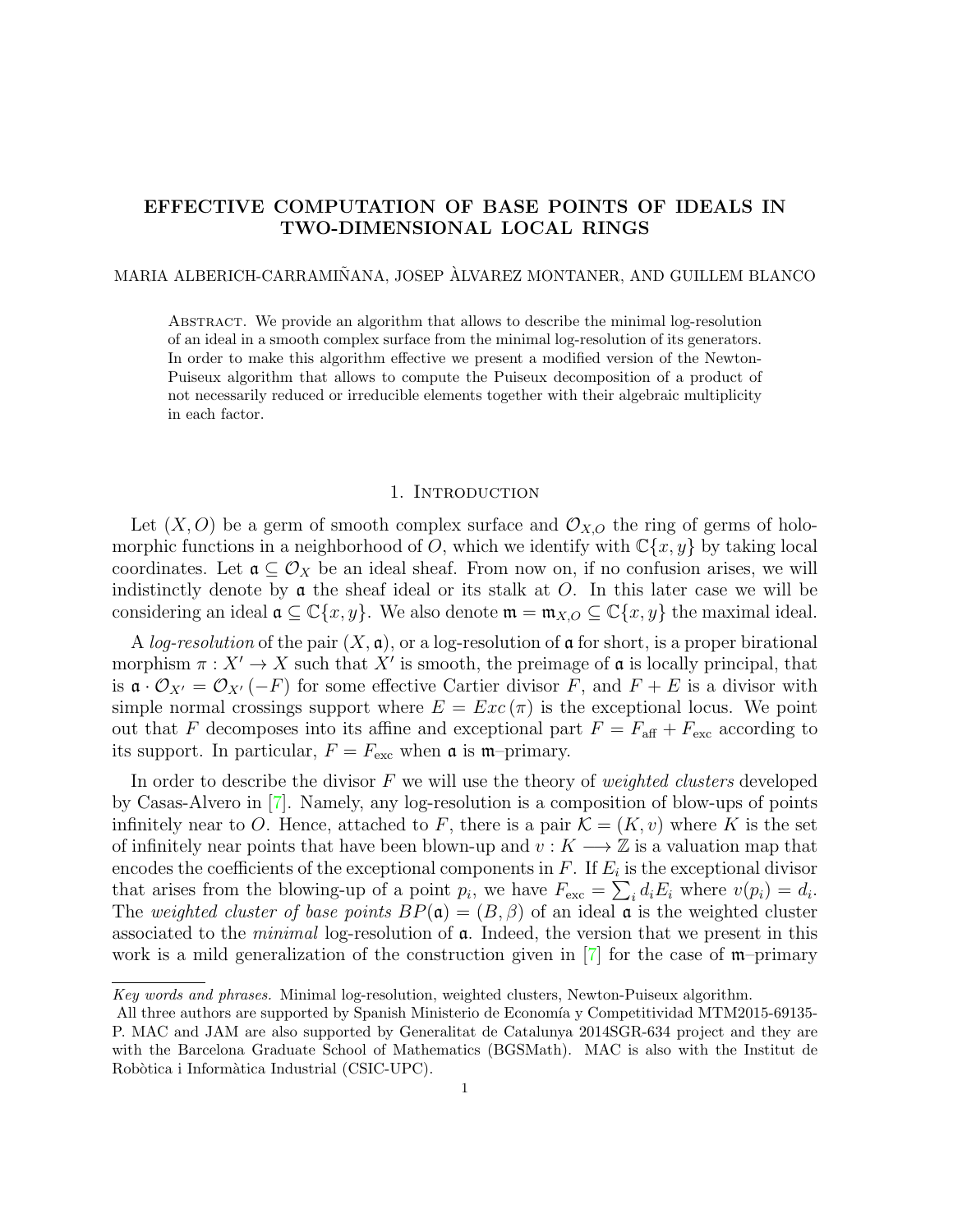# EFFECTIVE COMPUTATION OF BASE POINTS OF IDEALS IN TWO-DIMENSIONAL LOCAL RINGS

MARIA ALBERICH-CARRAMIÑANA, JOSEP ÀLVAREZ MONTANER, AND GUILLEM BLANCO

Abstract. We provide an algorithm that allows to describe the minimal log-resolution of an ideal in a smooth complex surface from the minimal log-resolution of its generators. In order to make this algorithm effective we present a modified version of the Newton-Puiseux algorithm that allows to compute the Puiseux decomposition of a product of not necessarily reduced or irreducible elements together with their algebraic multiplicity in each factor.

## 1. Introduction

Let $(X, O)$ be a germ of smooth complex surface and $\mathcal{O}_{X,O}$ the ring of germs of holomorphic functions in a neighborhood of $O$, which we identify with $\mathbb{C}\{x, y\}$ by taking local coordinates. Let $\mathfrak{a} \subseteq \mathcal{O}_X$ be an ideal sheaf. From now on, if no confusion arises, we will indistinctly denote by $\mathfrak{a}$ the sheaf ideal or its stalk at $O$. In this later case we will be considering an ideal $\mathfrak{a} \subseteq \mathbb{C}\{x, y\}$. We also denote $\mathfrak{m} = \mathfrak{m}_{X,O} \subseteq \mathbb{C}\{x, y\}$ the maximal ideal.

A *log-resolution* of the pair $(X, \mathfrak{a})$, or a log-resolution of $\mathfrak{a}$ for short, is a proper birational morphism $\pi : X' \to X$ such that $X'$ is smooth, the preimage of $\mathfrak{a}$ is locally principal, that is $\mathfrak{a} \cdot \mathcal{O}_{X'} = \mathcal{O}_{X'}(-F)$ for some effective Cartier divisor $F$, and $F + E$ is a divisor with simple normal crossings support where $E = Exc(\pi)$ is the exceptional locus. We point out that $F$ decomposes into its affine and exceptional part $F = F_{\text{aff}} + F_{\text{exc}}$ according to its support. In particular, $F = F_{\text{exc}}$ when $\mathfrak{a}$ is $\mathfrak{m}$–primary.

In order to describe the divisor $F$ we will use the theory of *weighted clusters* developed by Casas-Alvero in [7]. Namely, any log-resolution is a composition of blow-ups of points infinitely near to $O$. Hence, attached to $F$, there is a pair $\mathcal{K} = (K, v)$ where $K$ is the set of infinitely near points that have been blown-up and $v : K \longrightarrow \mathbb{Z}$ is a valuation map that encodes the coefficients of the exceptional components in $F$. If $E_i$ is the exceptional divisor that arises from the blowing-up of a point $p_i$, we have $F_{\text{exc}} = \sum_i d_i E_i$ where $v(p_i) = d_i$. The *weighted cluster of base points* $BP(\mathfrak{a}) = (B, \beta)$ of an ideal $\mathfrak{a}$ is the weighted cluster associated to the *minimal* log-resolution of $\mathfrak{a}$. Indeed, the version that we present in this work is a mild generalization of the construction given in [7] for the case of $\mathfrak{m}$–primary

*Key words and phrases.* Minimal log-resolution, weighted clusters, Newton-Puiseux algorithm.

All three authors are supported by Spanish Ministerio de Economía y Competitividad MTM2015-69135-P. MAC and JAM are also supported by Generalitat de Catalunya 2014SGR-634 project and they are with the Barcelona Graduate School of Mathematics (BGSMath). MAC is also with the Institut de Robòtica i Informàtica Industrial (CSIC-UPC).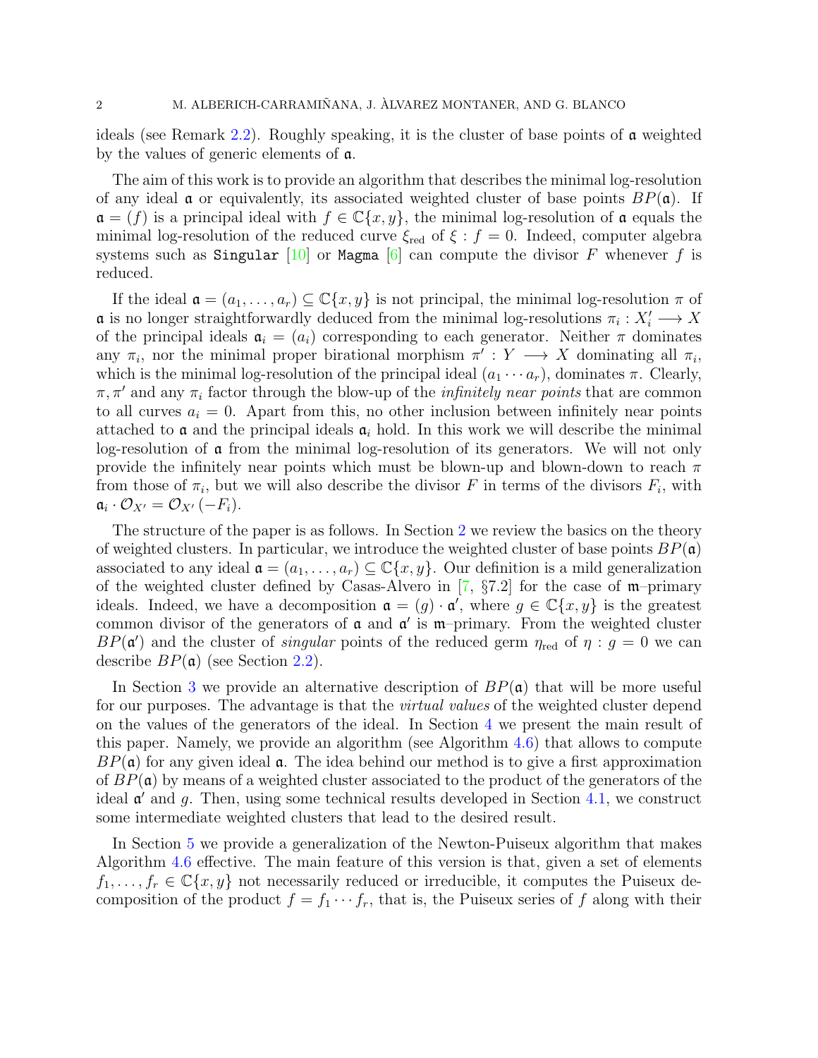ideals (see Remark 2.2). Roughly speaking, it is the cluster of base points of $\mathfrak{a}$ weighted by the values of generic elements of $\mathfrak{a}$.

The aim of this work is to provide an algorithm that describes the minimal log-resolution of any ideal $\mathfrak{a}$ or equivalently, its associated weighted cluster of base points $BP(\mathfrak{a})$. If $\mathfrak{a} = (f)$ is a principal ideal with $f \in \mathbb{C}\{x, y\}$, the minimal log-resolution of $\mathfrak{a}$ equals the minimal log-resolution of the reduced curve $\xi_{\mathrm{red}}$ of $\xi : f = 0$. Indeed, computer algebra systems such as `Singular` [10] or `Magma` [6] can compute the divisor $F$ whenever $f$ is reduced.

If the ideal $\mathfrak{a} = (a_1, \ldots, a_r) \subseteq \mathbb{C}\{x, y\}$ is not principal, the minimal log-resolution $\pi$ of $\mathfrak{a}$ is no longer straightforwardly deduced from the minimal log-resolutions $\pi_i : X'_i \longrightarrow X$ of the principal ideals $\mathfrak{a}_i = (a_i)$ corresponding to each generator. Neither $\pi$ dominates any $\pi_i$, nor the minimal proper birational morphism $\pi' : Y \longrightarrow X$ dominating all $\pi_i$, which is the minimal log-resolution of the principal ideal $(a_1 \cdots a_r)$, dominates $\pi$. Clearly, $\pi, \pi'$ and any $\pi_i$ factor through the blow-up of the *infinitely near points* that are common to all curves $a_i = 0$. Apart from this, no other inclusion between infinitely near points attached to $\mathfrak{a}$ and the principal ideals $\mathfrak{a}_i$ hold. In this work we will describe the minimal log-resolution of $\mathfrak{a}$ from the minimal log-resolution of its generators. We will not only provide the infinitely near points which must be blown-up and blown-down to reach $\pi$ from those of $\pi_i$, but we will also describe the divisor $F$ in terms of the divisors $F_i$, with $\mathfrak{a}_i \cdot \mathcal{O}_{X'} = \mathcal{O}_{X'}(-F_i)$.

The structure of the paper is as follows. In Section 2 we review the basics on the theory of weighted clusters. In particular, we introduce the weighted cluster of base points $BP(\mathfrak{a})$ associated to any ideal $\mathfrak{a} = (a_1, \ldots, a_r) \subseteq \mathbb{C}\{x, y\}$. Our definition is a mild generalization of the weighted cluster defined by Casas-Alvero in [7, §7.2] for the case of $\mathfrak{m}$–primary ideals. Indeed, we have a decomposition $\mathfrak{a} = (g) \cdot \mathfrak{a}'$, where $g \in \mathbb{C}\{x, y\}$ is the greatest common divisor of the generators of $\mathfrak{a}$ and $\mathfrak{a}'$ is $\mathfrak{m}$–primary. From the weighted cluster $BP(\mathfrak{a}')$ and the cluster of *singular* points of the reduced germ $\eta_{\mathrm{red}}$ of $\eta : g = 0$ we can describe $BP(\mathfrak{a})$ (see Section 2.2).

In Section 3 we provide an alternative description of $BP(\mathfrak{a})$ that will be more useful for our purposes. The advantage is that the *virtual values* of the weighted cluster depend on the values of the generators of the ideal. In Section 4 we present the main result of this paper. Namely, we provide an algorithm (see Algorithm 4.6) that allows to compute $BP(\mathfrak{a})$ for any given ideal $\mathfrak{a}$. The idea behind our method is to give a first approximation of $BP(\mathfrak{a})$ by means of a weighted cluster associated to the product of the generators of the ideal $\mathfrak{a}'$ and $g$. Then, using some technical results developed in Section 4.1, we construct some intermediate weighted clusters that lead to the desired result.

In Section 5 we provide a generalization of the Newton-Puiseux algorithm that makes Algorithm 4.6 effective. The main feature of this version is that, given a set of elements $f_1, \ldots, f_r \in \mathbb{C}\{x, y\}$ not necessarily reduced or irreducible, it computes the Puiseux decomposition of the product $f = f_1 \cdots f_r$, that is, the Puiseux series of $f$ along with their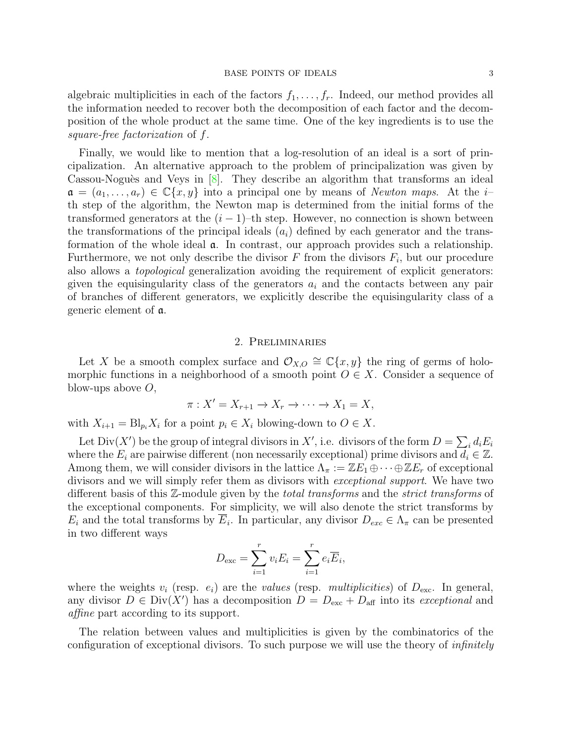algebraic multiplicities in each of the factors $f_1, \dots, f_r$. Indeed, our method provides all the information needed to recover both the decomposition of each factor and the decomposition of the whole product at the same time. One of the key ingredients is to use the *square-free factorization* of $f$.

Finally, we would like to mention that a log-resolution of an ideal is a sort of principalization. An alternative approach to the problem of principalization was given by Cassou-Noguès and Veys in [8]. They describe an algorithm that transforms an ideal $\mathfrak{a} = (a_1, \dots, a_r) \in \mathbb{C}\{x, y\}$ into a principal one by means of *Newton maps*. At the $i$–th step of the algorithm, the Newton map is determined from the initial forms of the transformed generators at the $(i-1)$–th step. However, no connection is shown between the transformations of the principal ideals $(a_i)$ defined by each generator and the transformation of the whole ideal $\mathfrak{a}$. In contrast, our approach provides such a relationship. Furthermore, we not only describe the divisor $F$ from the divisors $F_i$, but our procedure also allows a *topological* generalization avoiding the requirement of explicit generators: given the equisingularity class of the generators $a_i$ and the contacts between any pair of branches of different generators, we explicitly describe the equisingularity class of a generic element of $\mathfrak{a}$.

## 2. Preliminaries

Let $X$ be a smooth complex surface and $\mathcal{O}_{X,O} \cong \mathbb{C}\{x, y\}$ the ring of germs of holomorphic functions in a neighborhood of a smooth point $O \in X$. Consider a sequence of blow-ups above $O$,

$$\pi : X' = X_{r+1} \to X_r \to \cdots \to X_1 = X,$$

with $X_{i+1} = \mathrm{Bl}_{p_i} X_i$ for a point $p_i \in X_i$ blowing-down to $O \in X$.

Let $\mathrm{Div}(X')$ be the group of integral divisors in $X'$, i.e. divisors of the form $D = \sum_i d_i E_i$ where the $E_i$ are pairwise different (non necessarily exceptional) prime divisors and $d_i \in \mathbb{Z}$. Among them, we will consider divisors in the lattice $\Lambda_\pi := \mathbb{Z}E_1 \oplus \cdots \oplus \mathbb{Z}E_r$ of exceptional divisors and we will simply refer them as divisors with *exceptional support*. We have two different basis of this $\mathbb{Z}$-module given by the *total transforms* and the *strict transforms* of the exceptional components. For simplicity, we will also denote the strict transforms by $E_i$ and the total transforms by $\overline{E}_i$. In particular, any divisor $D_{exc} \in \Lambda_\pi$ can be presented in two different ways

$$D_{\mathrm{exc}} = \sum_{i=1}^{r} v_i E_i = \sum_{i=1}^{r} e_i \overline{E}_i,$$

where the weights $v_i$ (resp. $e_i$) are the *values* (resp. *multiplicities*) of $D_{\mathrm{exc}}$. In general, any divisor $D \in \mathrm{Div}(X')$ has a decomposition $D = D_{\mathrm{exc}} + D_{\mathrm{aff}}$ into its *exceptional* and *affine* part according to its support.

The relation between values and multiplicities is given by the combinatorics of the configuration of exceptional divisors. To such purpose we will use the theory of *infinitely*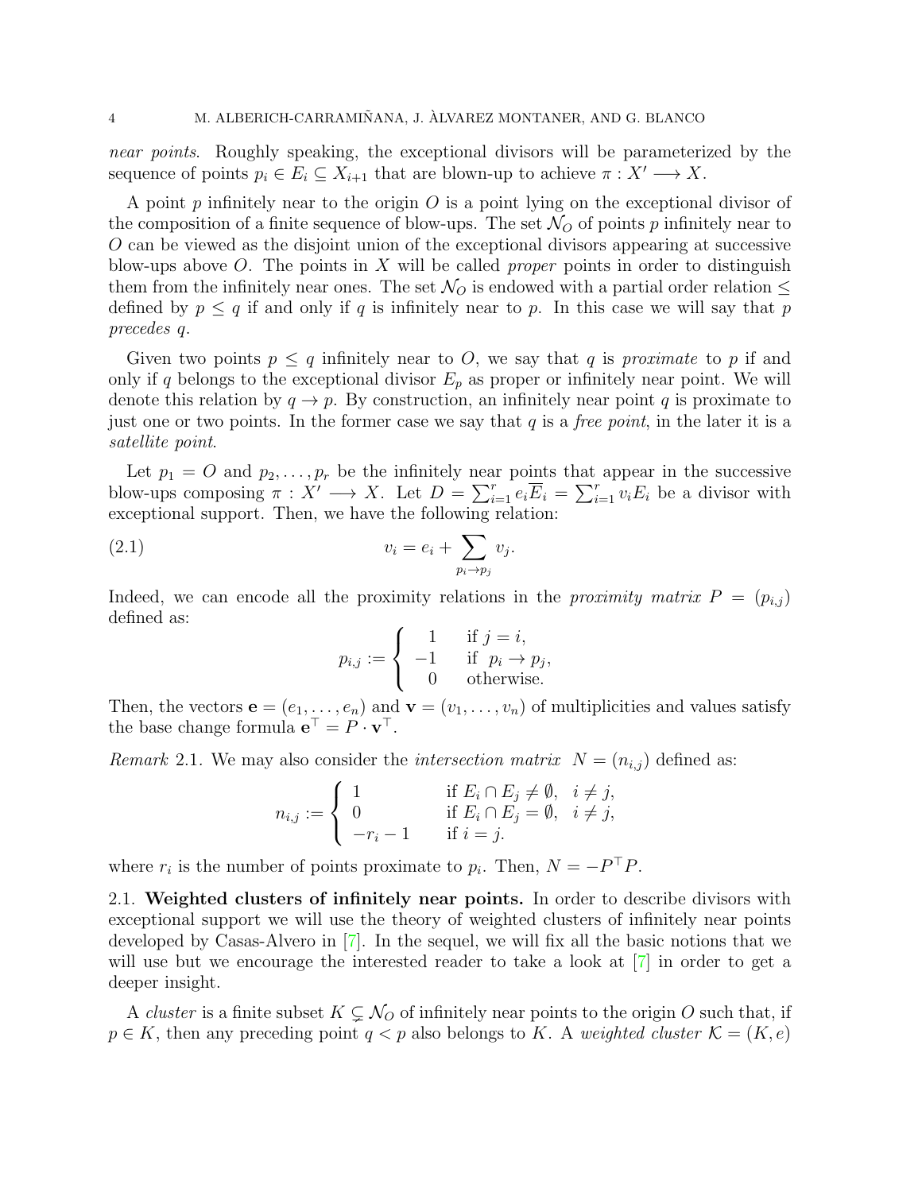*near points*. Roughly speaking, the exceptional divisors will be parameterized by the sequence of points $p_i \in E_i \subseteq X_{i+1}$ that are blown-up to achieve $\pi : X' \longrightarrow X$.

A point $p$ infinitely near to the origin $O$ is a point lying on the exceptional divisor of the composition of a finite sequence of blow-ups. The set $\mathcal{N}_O$ of points $p$ infinitely near to $O$ can be viewed as the disjoint union of the exceptional divisors appearing at successive blow-ups above $O$. The points in $X$ will be called *proper* points in order to distinguish them from the infinitely near ones. The set $\mathcal{N}_O$ is endowed with a partial order relation $\leq$ defined by $p \leq q$ if and only if $q$ is infinitely near to $p$. In this case we will say that $p$ *precedes* $q$.

Given two points $p \leq q$ infinitely near to $O$, we say that $q$ is *proximate* to $p$ if and only if $q$ belongs to the exceptional divisor $E_p$ as proper or infinitely near point. We will denote this relation by $q \to p$. By construction, an infinitely near point $q$ is proximate to just one or two points. In the former case we say that $q$ is a *free point*, in the later it is a *satellite point*.

Let $p_1 = O$ and $p_2, \ldots, p_r$ be the infinitely near points that appear in the successive blow-ups composing $\pi : X' \longrightarrow X$. Let $D = \sum_{i=1}^{r} e_i \overline{E}_i = \sum_{i=1}^{r} v_i E_i$ be a divisor with exceptional support. Then, we have the following relation:

$$v_i = e_i + \sum_{p_i \to p_j} v_j. \tag{2.1}$$

Indeed, we can encode all the proximity relations in the *proximity matrix* $P = (p_{i,j})$ defined as:

$$p_{i,j} := \begin{cases} 1 & \text{if } j = i, \\ -1 & \text{if } \ p_i \to p_j, \\ 0 & \text{otherwise.} \end{cases}$$

Then, the vectors $\mathbf{e} = (e_1, \ldots, e_n)$ and $\mathbf{v} = (v_1, \ldots, v_n)$ of multiplicities and values satisfy the base change formula $\mathbf{e}^\top = P \cdot \mathbf{v}^\top$.

*Remark* 2.1. We may also consider the *intersection matrix* $N = (n_{i,j})$ defined as:

$$n_{i,j} := \begin{cases} 1 & \text{if } E_i \cap E_j \neq \emptyset, \quad i \neq j, \\ 0 & \text{if } E_i \cap E_j = \emptyset, \quad i \neq j, \\ -r_i - 1 & \text{if } i = j. \end{cases}$$

where $r_i$ is the number of points proximate to $p_i$. Then, $N = -P^\top P$.

## 2.1. Weighted clusters of infinitely near points.

In order to describe divisors with exceptional support we will use the theory of weighted clusters of infinitely near points developed by Casas-Alvero in [7]. In the sequel, we will fix all the basic notions that we will use but we encourage the interested reader to take a look at [7] in order to get a deeper insight.

A *cluster* is a finite subset $K \subsetneq \mathcal{N}_O$ of infinitely near points to the origin $O$ such that, if $p \in K$, then any preceding point $q < p$ also belongs to $K$. A *weighted cluster* $\mathcal{K} = (K, e)$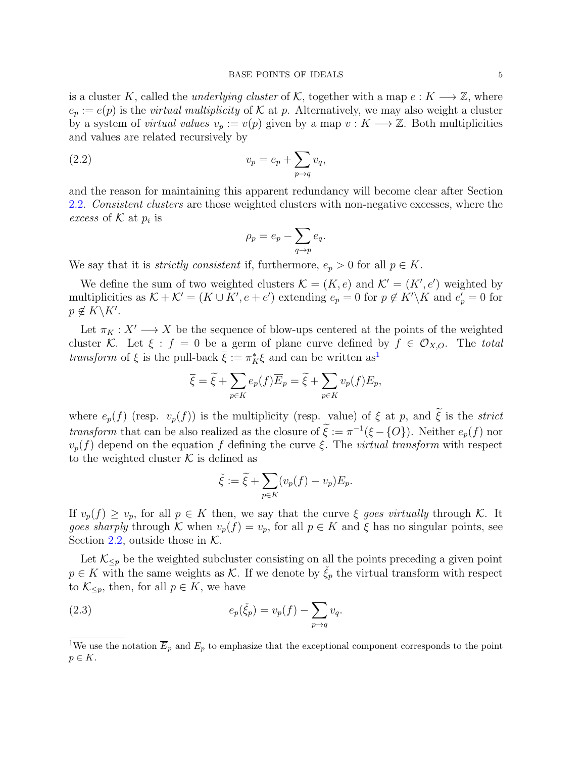is a cluster $K$, called the *underlying cluster* of $\mathcal{K}$, together with a map $e : K \longrightarrow \mathbb{Z}$, where $e_p := e(p)$ is the *virtual multiplicity* of $\mathcal{K}$ at $p$. Alternatively, we may also weight a cluster by a system of *virtual values* $v_p := v(p)$ given by a map $v : K \longrightarrow \mathbb{Z}$. Both multiplicities and values are related recursively by

$$v_p = e_p + \sum_{p \to q} v_q, \tag{2.2}$$

and the reason for maintaining this apparent redundancy will become clear after Section 2.2. *Consistent clusters* are those weighted clusters with non-negative excesses, where the *excess* of $\mathcal{K}$ at $p_i$ is

$$\rho_p = e_p - \sum_{q \to p} e_q.$$

We say that it is *strictly consistent* if, furthermore, $e_p > 0$ for all $p \in K$.

We define the sum of two weighted clusters $\mathcal{K} = (K, e)$ and $\mathcal{K}' = (K', e')$ weighted by multiplicities as $\mathcal{K} + \mathcal{K}' = (K \cup K', e + e')$ extending $e_p = 0$ for $p \notin K' \backslash K$ and $e'_p = 0$ for $p \notin K \backslash K'$.

Let $\pi_K : X' \longrightarrow X$ be the sequence of blow-ups centered at the points of the weighted cluster $\mathcal{K}$. Let $\xi : f = 0$ be a germ of plane curve defined by $f \in \mathcal{O}_{X,O}$. The *total transform* of $\xi$ is the pull-back $\overline{\xi} := \pi_K^* \xi$ and can be written as[1]

$$\overline{\xi} = \widetilde{\xi} + \sum_{p \in K} e_p(f) \overline{E}_p = \widetilde{\xi} + \sum_{p \in K} v_p(f) E_p,$$

where $e_p(f)$ (resp. $v_p(f)$) is the multiplicity (resp. value) of $\xi$ at $p$, and $\widetilde{\xi}$ is the *strict transform* that can be also realized as the closure of $\widetilde{\xi} := \pi^{-1}(\xi - \{O\})$. Neither $e_p(f)$ nor $v_p(f)$ depend on the equation $f$ defining the curve $\xi$. The *virtual transform* with respect to the weighted cluster $\mathcal{K}$ is defined as

$$\check{\xi} := \widetilde{\xi} + \sum_{p \in K} (v_p(f) - v_p) E_p.$$

If $v_p(f) \geq v_p$, for all $p \in K$ then, we say that the curve $\xi$ *goes virtually* through $\mathcal{K}$. It *goes sharply* through $\mathcal{K}$ when $v_p(f) = v_p$, for all $p \in K$ and $\xi$ has no singular points, see Section 2.2, outside those in $\mathcal{K}$.

Let $\mathcal{K}_{\leq p}$ be the weighted subcluster consisting on all the points preceding a given point $p \in K$ with the same weights as $\mathcal{K}$. If we denote by $\check{\xi}_p$ the virtual transform with respect to $\mathcal{K}_{\leq p}$, then, for all $p \in K$, we have

$$e_p(\check{\xi}_p) = v_p(f) - \sum_{p \to q} v_q. \tag{2.3}$$

[1] We use the notation $\overline{E}_p$ and $E_p$ to emphasize that the exceptional component corresponds to the point $p \in K$.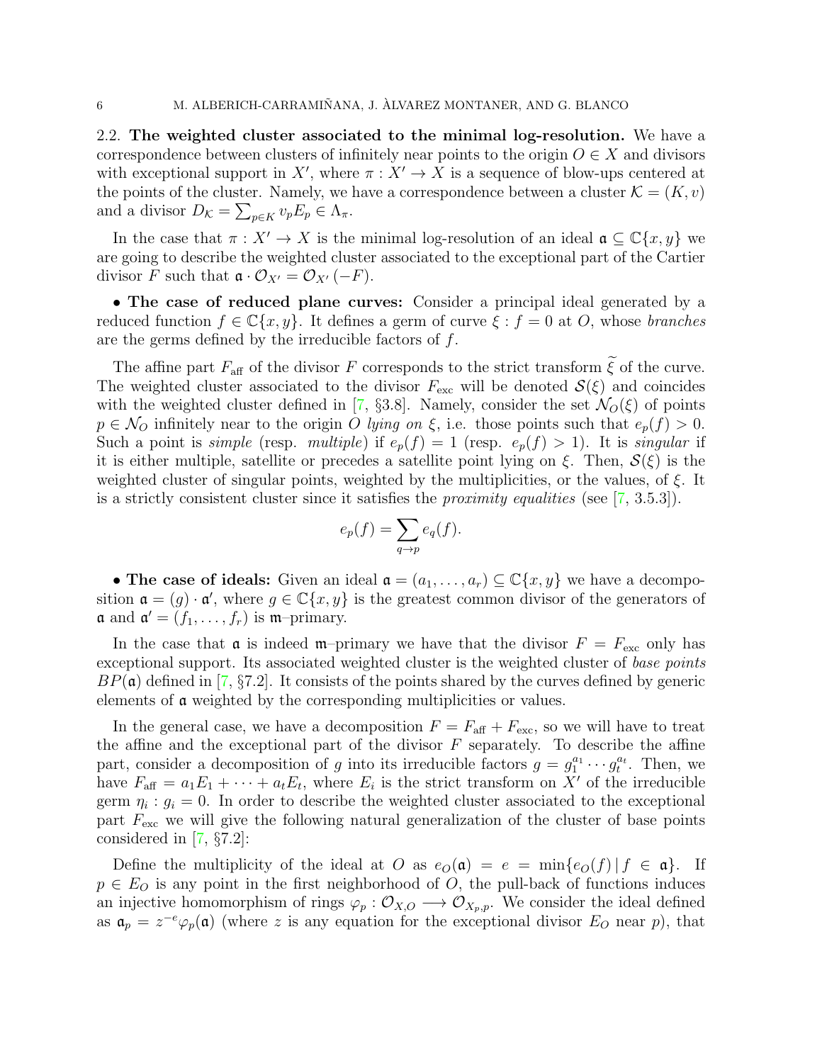2.2. **The weighted cluster associated to the minimal log-resolution.** We have a correspondence between clusters of infinitely near points to the origin $O \in X$ and divisors with exceptional support in $X'$, where $\pi : X' \to X$ is a sequence of blow-ups centered at the points of the cluster. Namely, we have a correspondence between a cluster $\mathcal{K} = (K, v)$ and a divisor $D_{\mathcal{K}} = \sum_{p \in K} v_p E_p \in \Lambda_\pi$.

In the case that $\pi : X' \to X$ is the minimal log-resolution of an ideal $\mathfrak{a} \subseteq \mathbb{C}\{x, y\}$ we are going to describe the weighted cluster associated to the exceptional part of the Cartier divisor $F$ such that $\mathfrak{a} \cdot \mathcal{O}_{X'} = \mathcal{O}_{X'}(-F)$.

• **The case of reduced plane curves:** Consider a principal ideal generated by a reduced function $f \in \mathbb{C}\{x, y\}$. It defines a germ of curve $\xi : f = 0$ at $O$, whose *branches* are the germs defined by the irreducible factors of $f$.

The affine part $F_{\text{aff}}$ of the divisor $F$ corresponds to the strict transform $\widetilde{\xi}$ of the curve. The weighted cluster associated to the divisor $F_{\text{exc}}$ will be denoted $\mathcal{S}(\xi)$ and coincides with the weighted cluster defined in [7, §3.8]. Namely, consider the set $\mathcal{N}_O(\xi)$ of points $p \in \mathcal{N}_O$ infinitely near to the origin $O$ *lying on* $\xi$, i.e. those points such that $e_p(f) > 0$. Such a point is *simple* (resp. *multiple*) if $e_p(f) = 1$ (resp. $e_p(f) > 1$). It is *singular* if it is either multiple, satellite or precedes a satellite point lying on $\xi$. Then, $\mathcal{S}(\xi)$ is the weighted cluster of singular points, weighted by the multiplicities, or the values, of $\xi$. It is a strictly consistent cluster since it satisfies the *proximity equalities* (see [7, 3.5.3]).

$$e_p(f) = \sum_{q \to p} e_q(f).$$

• **The case of ideals:** Given an ideal $\mathfrak{a} = (a_1, \ldots, a_r) \subseteq \mathbb{C}\{x, y\}$ we have a decomposition $\mathfrak{a} = (g) \cdot \mathfrak{a}'$, where $g \in \mathbb{C}\{x, y\}$ is the greatest common divisor of the generators of $\mathfrak{a}$ and $\mathfrak{a}' = (f_1, \ldots, f_r)$ is $\mathfrak{m}$–primary.

In the case that $\mathfrak{a}$ is indeed $\mathfrak{m}$–primary we have that the divisor $F = F_{\text{exc}}$ only has exceptional support. Its associated weighted cluster is the weighted cluster of *base points* $BP(\mathfrak{a})$ defined in [7, §7.2]. It consists of the points shared by the curves defined by generic elements of $\mathfrak{a}$ weighted by the corresponding multiplicities or values.

In the general case, we have a decomposition $F = F_{\text{aff}} + F_{\text{exc}}$, so we will have to treat the affine and the exceptional part of the divisor $F$ separately. To describe the affine part, consider a decomposition of $g$ into its irreducible factors $g = g_1^{a_1} \cdots g_t^{a_t}$. Then, we have $F_{\text{aff}} = a_1 E_1 + \cdots + a_t E_t$, where $E_i$ is the strict transform on $X'$ of the irreducible germ $\eta_i : g_i = 0$. In order to describe the weighted cluster associated to the exceptional part $F_{\text{exc}}$ we will give the following natural generalization of the cluster of base points considered in [7, §7.2]:

Define the multiplicity of the ideal at $O$ as $e_O(\mathfrak{a}) = e = \min\{e_O(f) \,|\, f \in \mathfrak{a}\}$. If $p \in E_O$ is any point in the first neighborhood of $O$, the pull-back of functions induces an injective homomorphism of rings $\varphi_p : \mathcal{O}_{X,O} \longrightarrow \mathcal{O}_{X_p,p}$. We consider the ideal defined as $\mathfrak{a}_p = z^{-e} \varphi_p(\mathfrak{a})$ (where $z$ is any equation for the exceptional divisor $E_O$ near $p$), that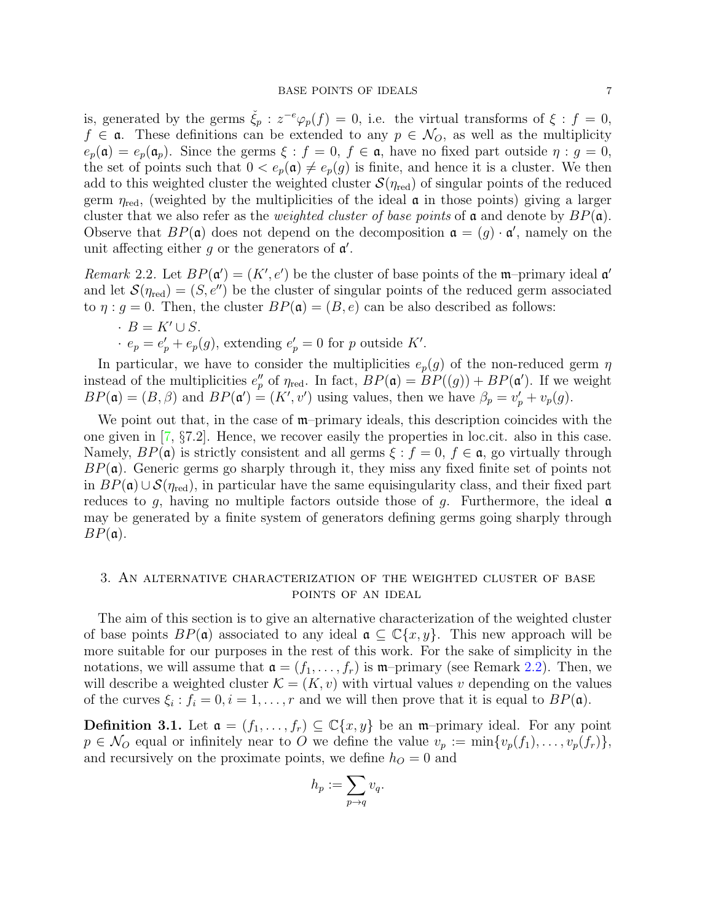is, generated by the germs $\check{\xi}_p : z^{-e}\varphi_p(f) = 0$, i.e. the virtual transforms of $\xi : f = 0$, $f \in \mathfrak{a}$. These definitions can be extended to any $p \in \mathcal{N}_O$, as well as the multiplicity $e_p(\mathfrak{a}) = e_p(\mathfrak{a}_p)$. Since the germs $\xi : f = 0$, $f \in \mathfrak{a}$, have no fixed part outside $\eta : g = 0$, the set of points such that $0 < e_p(\mathfrak{a}) \neq e_p(g)$ is finite, and hence it is a cluster. We then add to this weighted cluster the weighted cluster $\mathcal{S}(\eta_{\mathrm{red}})$ of singular points of the reduced germ $\eta_{\mathrm{red}}$, (weighted by the multiplicities of the ideal $\mathfrak{a}$ in those points) giving a larger cluster that we also refer as the *weighted cluster of base points* of $\mathfrak{a}$ and denote by $BP(\mathfrak{a})$. Observe that $BP(\mathfrak{a})$ does not depend on the decomposition $\mathfrak{a} = (g) \cdot \mathfrak{a}'$, namely on the unit affecting either $g$ or the generators of $\mathfrak{a}'$.

*Remark* 2.2. Let $BP(\mathfrak{a}') = (K', e')$ be the cluster of base points of the $\mathfrak{m}$–primary ideal $\mathfrak{a}'$ and let $\mathcal{S}(\eta_{\mathrm{red}}) = (S, e'')$ be the cluster of singular points of the reduced germ associated to $\eta : g = 0$. Then, the cluster $BP(\mathfrak{a}) = (B, e)$ can be also described as follows:

- $B = K' \cup S$.
- $e_p = e'_p + e_p(g)$, extending $e'_p = 0$ for $p$ outside $K'$.

In particular, we have to consider the multiplicities $e_p(g)$ of the non-reduced germ $\eta$ instead of the multiplicities $e''_p$ of $\eta_{\mathrm{red}}$. In fact, $BP(\mathfrak{a}) = BP((g)) + BP(\mathfrak{a}')$. If we weight $BP(\mathfrak{a}) = (B, \beta)$ and $BP(\mathfrak{a}') = (K', v')$ using values, then we have $\beta_p = v'_p + v_p(g)$.

We point out that, in the case of $\mathfrak{m}$–primary ideals, this description coincides with the one given in [7, §7.2]. Hence, we recover easily the properties in loc.cit. also in this case. Namely, $BP(\mathfrak{a})$ is strictly consistent and all germs $\xi : f = 0$, $f \in \mathfrak{a}$, go virtually through $BP(\mathfrak{a})$. Generic germs go sharply through it, they miss any fixed finite set of points not in $BP(\mathfrak{a}) \cup \mathcal{S}(\eta_{\mathrm{red}})$, in particular have the same equisingularity class, and their fixed part reduces to $g$, having no multiple factors outside those of $g$. Furthermore, the ideal $\mathfrak{a}$ may be generated by a finite system of generators defining germs going sharply through $BP(\mathfrak{a})$.

## 3. An alternative characterization of the weighted cluster of base points of an ideal

The aim of this section is to give an alternative characterization of the weighted cluster of base points $BP(\mathfrak{a})$ associated to any ideal $\mathfrak{a} \subseteq \mathbb{C}\{x, y\}$. This new approach will be more suitable for our purposes in the rest of this work. For the sake of simplicity in the notations, we will assume that $\mathfrak{a} = (f_1, \ldots, f_r)$ is $\mathfrak{m}$–primary (see Remark 2.2). Then, we will describe a weighted cluster $\mathcal{K} = (K, v)$ with virtual values $v$ depending on the values of the curves $\xi_i : f_i = 0, i = 1, \ldots, r$ and we will then prove that it is equal to $BP(\mathfrak{a})$.

**Definition 3.1.** Let $\mathfrak{a} = (f_1, \ldots, f_r) \subseteq \mathbb{C}\{x, y\}$ be an $\mathfrak{m}$–primary ideal. For any point $p \in \mathcal{N}_O$ equal or infinitely near to $O$ we define the value $v_p := \min\{v_p(f_1), \ldots, v_p(f_r)\}$, and recursively on the proximate points, we define $h_O = 0$ and

$$h_p := \sum_{p \to q} v_q.$$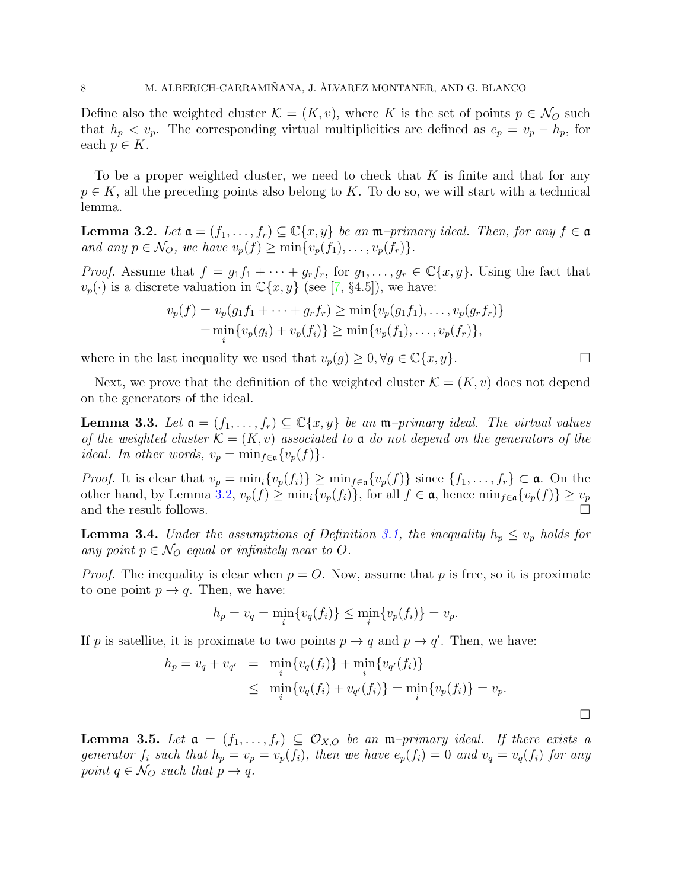Define also the weighted cluster $\mathcal{K} = (K, v)$, where $K$ is the set of points $p \in \mathcal{N}_O$ such that $h_p < v_p$. The corresponding virtual multiplicities are defined as $e_p = v_p - h_p$, for each $p \in K$.

To be a proper weighted cluster, we need to check that $K$ is finite and that for any $p \in K$, all the preceding points also belong to $K$. To do so, we will start with a technical lemma.

**Lemma 3.2.** *Let $\mathfrak{a} = (f_1, \dots, f_r) \subseteq \mathbb{C}\{x, y\}$ be an $\mathfrak{m}$–primary ideal. Then, for any $f \in \mathfrak{a}$ and any $p \in \mathcal{N}_O$, we have $v_p(f) \geq \min\{v_p(f_1), \dots, v_p(f_r)\}$.*

*Proof.* Assume that $f = g_1 f_1 + \cdots + g_r f_r$, for $g_1, \dots, g_r \in \mathbb{C}\{x, y\}$. Using the fact that $v_p(\cdot)$ is a discrete valuation in $\mathbb{C}\{x, y\}$ (see [7, §4.5]), we have:

$$
\begin{aligned}
v_p(f) = v_p(g_1 f_1 + \cdots + g_r f_r) &\geq \min\{v_p(g_1 f_1), \dots, v_p(g_r f_r)\} \\
&= \min_i \{v_p(g_i) + v_p(f_i)\} \geq \min\{v_p(f_1), \dots, v_p(f_r)\},
\end{aligned}
$$

where in the last inequality we used that $v_p(g) \geq 0, \forall g \in \mathbb{C}\{x, y\}$. □

Next, we prove that the definition of the weighted cluster $\mathcal{K} = (K, v)$ does not depend on the generators of the ideal.

**Lemma 3.3.** *Let $\mathfrak{a} = (f_1, \dots, f_r) \subseteq \mathbb{C}\{x, y\}$ be an $\mathfrak{m}$–primary ideal. The virtual values of the weighted cluster $\mathcal{K} = (K, v)$ associated to $\mathfrak{a}$ do not depend on the generators of the ideal. In other words, $v_p = \min_{f \in \mathfrak{a}}\{v_p(f)\}$.*

*Proof.* It is clear that $v_p = \min_i\{v_p(f_i)\} \geq \min_{f \in \mathfrak{a}}\{v_p(f)\}$ since $\{f_1, \dots, f_r\} \subset \mathfrak{a}$. On the other hand, by Lemma 3.2, $v_p(f) \geq \min_i\{v_p(f_i)\}$, for all $f \in \mathfrak{a}$, hence $\min_{f \in \mathfrak{a}}\{v_p(f)\} \geq v_p$ and the result follows. □

**Lemma 3.4.** *Under the assumptions of Definition 3.1, the inequality $h_p \leq v_p$ holds for any point $p \in \mathcal{N}_O$ equal or infinitely near to $O$.*

*Proof.* The inequality is clear when $p = O$. Now, assume that $p$ is free, so it is proximate to one point $p \to q$. Then, we have:

$$
h_p = v_q = \min_i\{v_q(f_i)\} \leq \min_i\{v_p(f_i)\} = v_p.
$$

If $p$ is satellite, it is proximate to two points $p \to q$ and $p \to q'$. Then, we have:

$$
\begin{aligned}
h_p = v_q + v_{q'} &= \min_i\{v_q(f_i)\} + \min_i\{v_{q'}(f_i)\} \\
&\leq \min_i\{v_q(f_i) + v_{q'}(f_i)\} = \min_i\{v_p(f_i)\} = v_p.
\end{aligned}
$$

□

**Lemma 3.5.** *Let $\mathfrak{a} = (f_1, \dots, f_r) \subseteq \mathcal{O}_{X,O}$ be an $\mathfrak{m}$–primary ideal. If there exists a generator $f_i$ such that $h_p = v_p = v_p(f_i)$, then we have $e_p(f_i) = 0$ and $v_q = v_q(f_i)$ for any point $q \in \mathcal{N}_O$ such that $p \to q$.*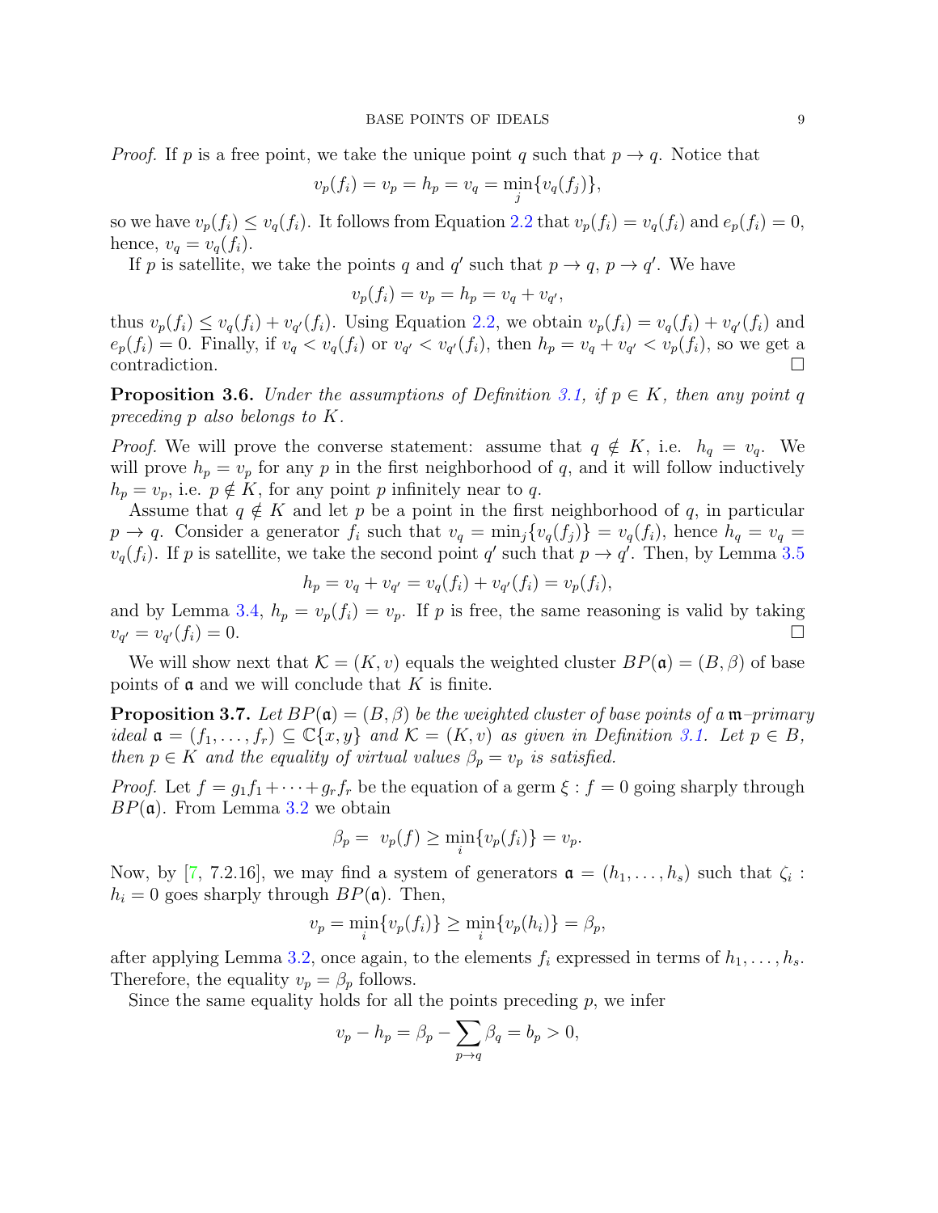*Proof.* If $p$ is a free point, we take the unique point $q$ such that $p \to q$. Notice that

$$v_p(f_i) = v_p = h_p = v_q = \min_j \{v_q(f_j)\},$$

so we have $v_p(f_i) \leq v_q(f_i)$. It follows from Equation 2.2 that $v_p(f_i) = v_q(f_i)$ and $e_p(f_i) = 0$, hence, $v_q = v_q(f_i)$.

If $p$ is satellite, we take the points $q$ and $q'$ such that $p \to q$, $p \to q'$. We have

$$v_p(f_i) = v_p = h_p = v_q + v_{q'},$$

thus $v_p(f_i) \leq v_q(f_i) + v_{q'}(f_i)$. Using Equation 2.2, we obtain $v_p(f_i) = v_q(f_i) + v_{q'}(f_i)$ and $e_p(f_i) = 0$. Finally, if $v_q < v_q(f_i)$ or $v_{q'} < v_{q'}(f_i)$, then $h_p = v_q + v_{q'} < v_p(f_i)$, so we get a contradiction. $\square$

**Proposition 3.6.** *Under the assumptions of Definition 3.1, if $p \in K$, then any point $q$ preceding $p$ also belongs to $K$.*

*Proof.* We will prove the converse statement: assume that $q \notin K$, i.e. $h_q = v_q$. We will prove $h_p = v_p$ for any $p$ in the first neighborhood of $q$, and it will follow inductively $h_p = v_p$, i.e. $p \notin K$, for any point $p$ infinitely near to $q$.

Assume that $q \notin K$ and let $p$ be a point in the first neighborhood of $q$, in particular $p \to q$. Consider a generator $f_i$ such that $v_q = \min_j\{v_q(f_j)\} = v_q(f_i)$, hence $h_q = v_q = v_q(f_i)$. If $p$ is satellite, we take the second point $q'$ such that $p \to q'$. Then, by Lemma 3.5

$$h_p = v_q + v_{q'} = v_q(f_i) + v_{q'}(f_i) = v_p(f_i),$$

and by Lemma 3.4, $h_p = v_p(f_i) = v_p$. If $p$ is free, the same reasoning is valid by taking $v_{q'} = v_{q'}(f_i) = 0$. $\square$

We will show next that $\mathcal{K} = (K, v)$ equals the weighted cluster $BP(\mathfrak{a}) = (B, \beta)$ of base points of $\mathfrak{a}$ and we will conclude that $K$ is finite.

**Proposition 3.7.** *Let $BP(\mathfrak{a}) = (B, \beta)$ be the weighted cluster of base points of a $\mathfrak{m}$–primary ideal $\mathfrak{a} = (f_1, \dots, f_r) \subseteq \mathbb{C}\{x, y\}$ and $\mathcal{K} = (K, v)$ as given in Definition 3.1. Let $p \in B$, then $p \in K$ and the equality of virtual values $\beta_p = v_p$ is satisfied.*

*Proof.* Let $f = g_1 f_1 + \cdots + g_r f_r$ be the equation of a germ $\xi : f = 0$ going sharply through $BP(\mathfrak{a})$. From Lemma 3.2 we obtain

$$\beta_p = v_p(f) \geq \min_i \{v_p(f_i)\} = v_p.$$

Now, by [7, 7.2.16], we may find a system of generators $\mathfrak{a} = (h_1, \dots, h_s)$ such that $\zeta_i : h_i = 0$ goes sharply through $BP(\mathfrak{a})$. Then,

$$v_p = \min_i \{v_p(f_i)\} \geq \min_i \{v_p(h_i)\} = \beta_p,$$

after applying Lemma 3.2, once again, to the elements $f_i$ expressed in terms of $h_1, \dots, h_s$. Therefore, the equality $v_p = \beta_p$ follows.

Since the same equality holds for all the points preceding $p$, we infer

$$v_p - h_p = \beta_p - \sum_{p \to q} \beta_q = b_p > 0,$$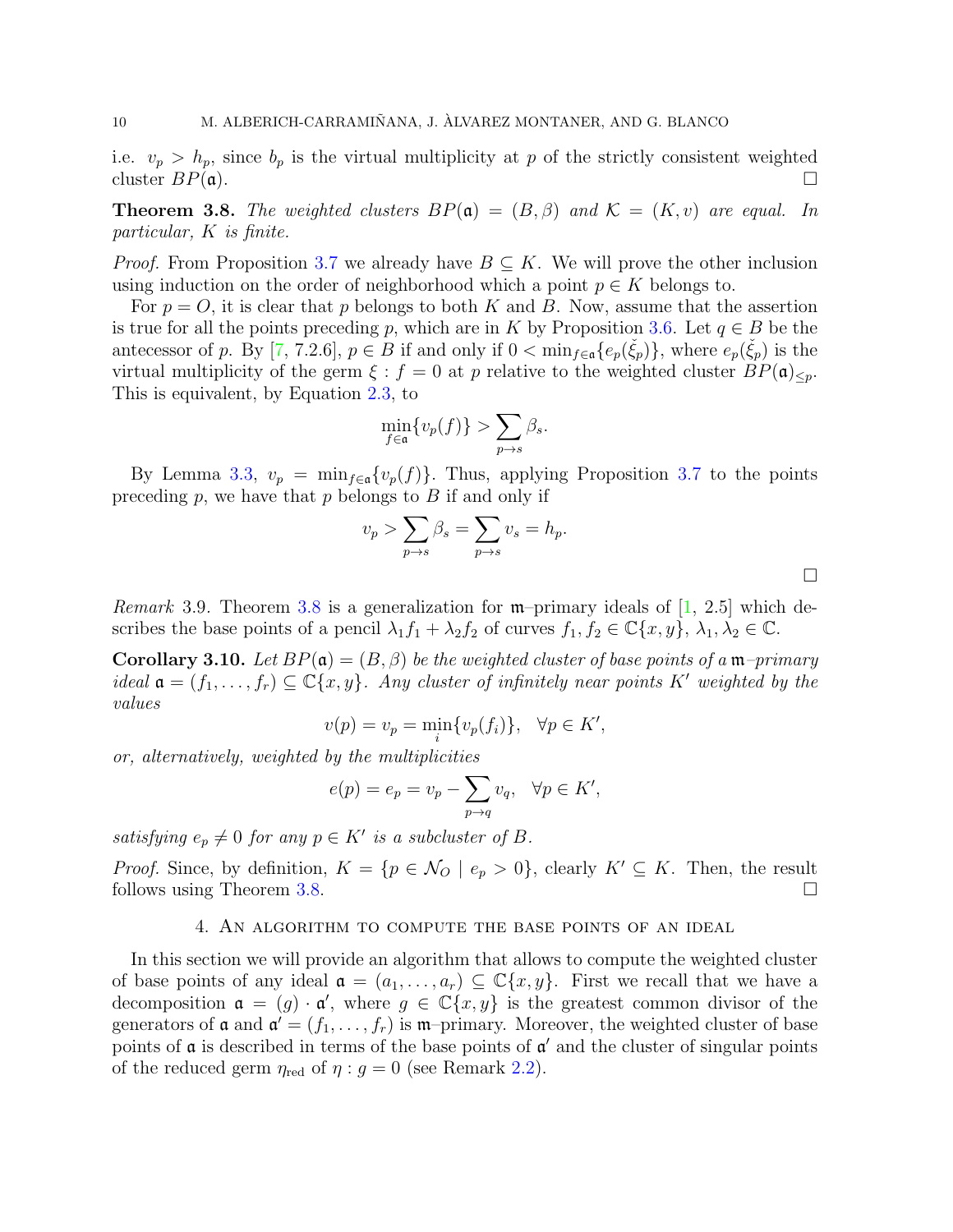i.e. $v_p > h_p$, since $b_p$ is the virtual multiplicity at $p$ of the strictly consistent weighted cluster $BP(\mathfrak{a})$. □

**Theorem 3.8.** *The weighted clusters $BP(\mathfrak{a}) = (B, \beta)$ and $\mathcal{K} = (K, v)$ are equal. In particular, $K$ is finite.*

*Proof.* From Proposition 3.7 we already have $B \subseteq K$. We will prove the other inclusion using induction on the order of neighborhood which a point $p \in K$ belongs to.

For $p = O$, it is clear that $p$ belongs to both $K$ and $B$. Now, assume that the assertion is true for all the points preceding $p$, which are in $K$ by Proposition 3.6. Let $q \in B$ be the antecessor of $p$. By [7, 7.2.6], $p \in B$ if and only if $0 < \min_{f \in \mathfrak{a}}\{e_p(\check{\xi}_p)\}$, where $e_p(\check{\xi}_p)$ is the virtual multiplicity of the germ $\xi : f = 0$ at $p$ relative to the weighted cluster $BP(\mathfrak{a})_{\leq p}$. This is equivalent, by Equation 2.3, to

$$\min_{f \in \mathfrak{a}}\{v_p(f)\} > \sum_{p \to s} \beta_s.$$

By Lemma 3.3, $v_p = \min_{f \in \mathfrak{a}}\{v_p(f)\}$. Thus, applying Proposition 3.7 to the points preceding $p$, we have that $p$ belongs to $B$ if and only if

$$v_p > \sum_{p \to s} \beta_s = \sum_{p \to s} v_s = h_p.$$

□

*Remark* 3.9. Theorem 3.8 is a generalization for $\mathfrak{m}$–primary ideals of [1, 2.5] which describes the base points of a pencil $\lambda_1 f_1 + \lambda_2 f_2$ of curves $f_1, f_2 \in \mathbb{C}\{x, y\}$, $\lambda_1, \lambda_2 \in \mathbb{C}$.

**Corollary 3.10.** *Let $BP(\mathfrak{a}) = (B, \beta)$ be the weighted cluster of base points of a $\mathfrak{m}$–primary ideal $\mathfrak{a} = (f_1, \ldots, f_r) \subseteq \mathbb{C}\{x, y\}$. Any cluster of infinitely near points $K'$ weighted by the values*

$$v(p) = v_p = \min_i\{v_p(f_i)\}, \quad \forall p \in K',$$

*or, alternatively, weighted by the multiplicities*

$$e(p) = e_p = v_p - \sum_{p \to q} v_q, \quad \forall p \in K',$$

*satisfying $e_p \neq 0$ for any $p \in K'$ is a subcluster of $B$.*

*Proof.* Since, by definition, $K = \{p \in \mathcal{N}_O \mid e_p > 0\}$, clearly $K' \subseteq K$. Then, the result follows using Theorem 3.8. □

## 4. An algorithm to compute the base points of an ideal

In this section we will provide an algorithm that allows to compute the weighted cluster of base points of any ideal $\mathfrak{a} = (a_1, \ldots, a_r) \subseteq \mathbb{C}\{x, y\}$. First we recall that we have a decomposition $\mathfrak{a} = (g) \cdot \mathfrak{a}'$, where $g \in \mathbb{C}\{x, y\}$ is the greatest common divisor of the generators of $\mathfrak{a}$ and $\mathfrak{a}' = (f_1, \ldots, f_r)$ is $\mathfrak{m}$–primary. Moreover, the weighted cluster of base points of $\mathfrak{a}$ is described in terms of the base points of $\mathfrak{a}'$ and the cluster of singular points of the reduced germ $\eta_{\text{red}}$ of $\eta : g = 0$ (see Remark 2.2).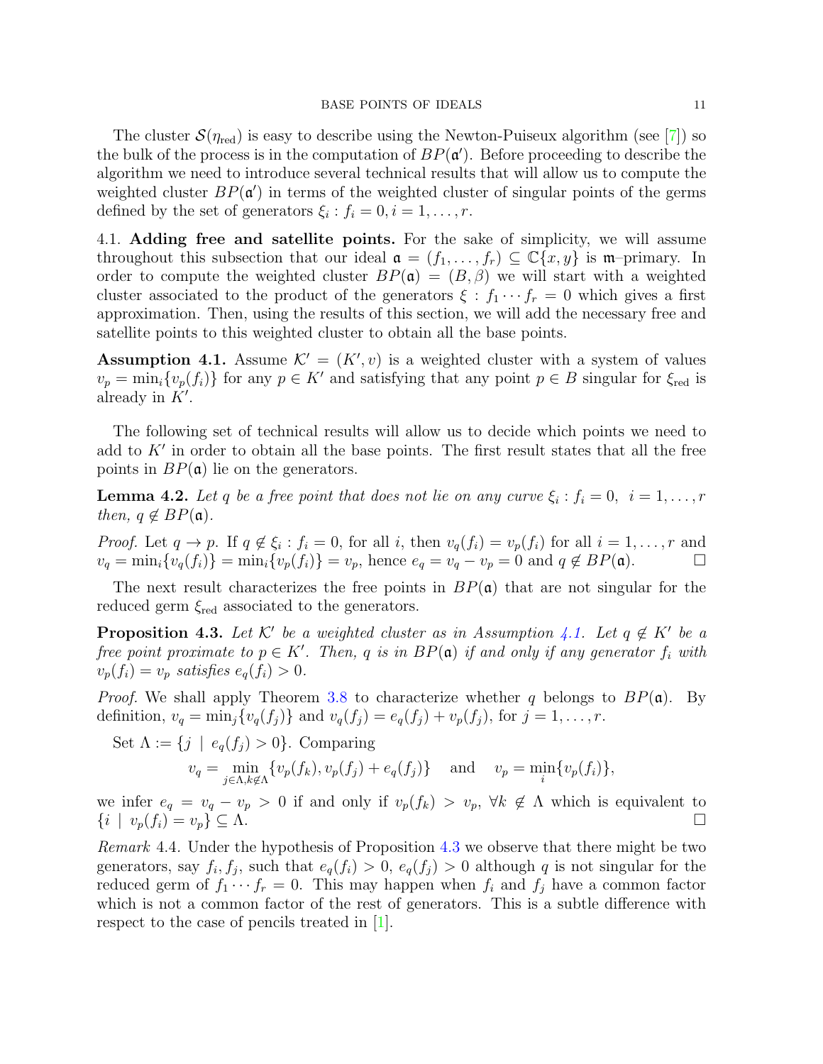The cluster $\mathcal{S}(\eta_{\mathrm{red}})$ is easy to describe using the Newton-Puiseux algorithm (see [7]) so the bulk of the process is in the computation of $BP(\mathfrak{a}')$. Before proceeding to describe the algorithm we need to introduce several technical results that will allow us to compute the weighted cluster $BP(\mathfrak{a}')$ in terms of the weighted cluster of singular points of the germs defined by the set of generators $\xi_i : f_i = 0, i = 1, \ldots, r$.

4.1. **Adding free and satellite points.** For the sake of simplicity, we will assume throughout this subsection that our ideal $\mathfrak{a} = (f_1, \ldots, f_r) \subseteq \mathbb{C}\{x, y\}$ is $\mathfrak{m}$–primary. In order to compute the weighted cluster $BP(\mathfrak{a}) = (B, \beta)$ we will start with a weighted cluster associated to the product of the generators $\xi : f_1 \cdots f_r = 0$ which gives a first approximation. Then, using the results of this section, we will add the necessary free and satellite points to this weighted cluster to obtain all the base points.

**Assumption 4.1.** Assume $\mathcal{K}' = (K', v)$ is a weighted cluster with a system of values $v_p = \min_i\{v_p(f_i)\}$ for any $p \in K'$ and satisfying that any point $p \in B$ singular for $\xi_{\mathrm{red}}$ is already in $K'$.

The following set of technical results will allow us to decide which points we need to add to $K'$ in order to obtain all the base points. The first result states that all the free points in $BP(\mathfrak{a})$ lie on the generators.

**Lemma 4.2.** *Let $q$ be a free point that does not lie on any curve $\xi_i : f_i = 0, \ i = 1, \ldots, r$ then, $q \notin BP(\mathfrak{a})$.*

*Proof.* Let $q \to p$. If $q \notin \xi_i : f_i = 0$, for all $i$, then $v_q(f_i) = v_p(f_i)$ for all $i = 1, \ldots, r$ and $v_q = \min_i\{v_q(f_i)\} = \min_i\{v_p(f_i)\} = v_p$, hence $e_q = v_q - v_p = 0$ and $q \notin BP(\mathfrak{a})$. □

The next result characterizes the free points in $BP(\mathfrak{a})$ that are not singular for the reduced germ $\xi_{\mathrm{red}}$ associated to the generators.

**Proposition 4.3.** *Let $\mathcal{K}'$ be a weighted cluster as in Assumption 4.1. Let $q \notin K'$ be a free point proximate to $p \in K'$. Then, $q$ is in $BP(\mathfrak{a})$ if and only if any generator $f_i$ with $v_p(f_i) = v_p$ satisfies $e_q(f_i) > 0$.*

*Proof.* We shall apply Theorem 3.8 to characterize whether $q$ belongs to $BP(\mathfrak{a})$. By definition, $v_q = \min_j\{v_q(f_j)\}$ and $v_q(f_j) = e_q(f_j) + v_p(f_j)$, for $j = 1, \ldots, r$.

Set $\Lambda := \{j \mid e_q(f_j) > 0\}$. Comparing

$$v_q = \min_{j \in \Lambda, k \notin \Lambda}\{v_p(f_k), v_p(f_j) + e_q(f_j)\} \quad \text{and} \quad v_p = \min_i\{v_p(f_i)\},$$

we infer $e_q = v_q - v_p > 0$ if and only if $v_p(f_k) > v_p$, $\forall k \notin \Lambda$ which is equivalent to $\{i \mid v_p(f_i) = v_p\} \subseteq \Lambda$. □

*Remark* 4.4. Under the hypothesis of Proposition 4.3 we observe that there might be two generators, say $f_i, f_j$, such that $e_q(f_i) > 0$, $e_q(f_j) > 0$ although $q$ is not singular for the reduced germ of $f_1 \cdots f_r = 0$. This may happen when $f_i$ and $f_j$ have a common factor which is not a common factor of the rest of generators. This is a subtle difference with respect to the case of pencils treated in [1].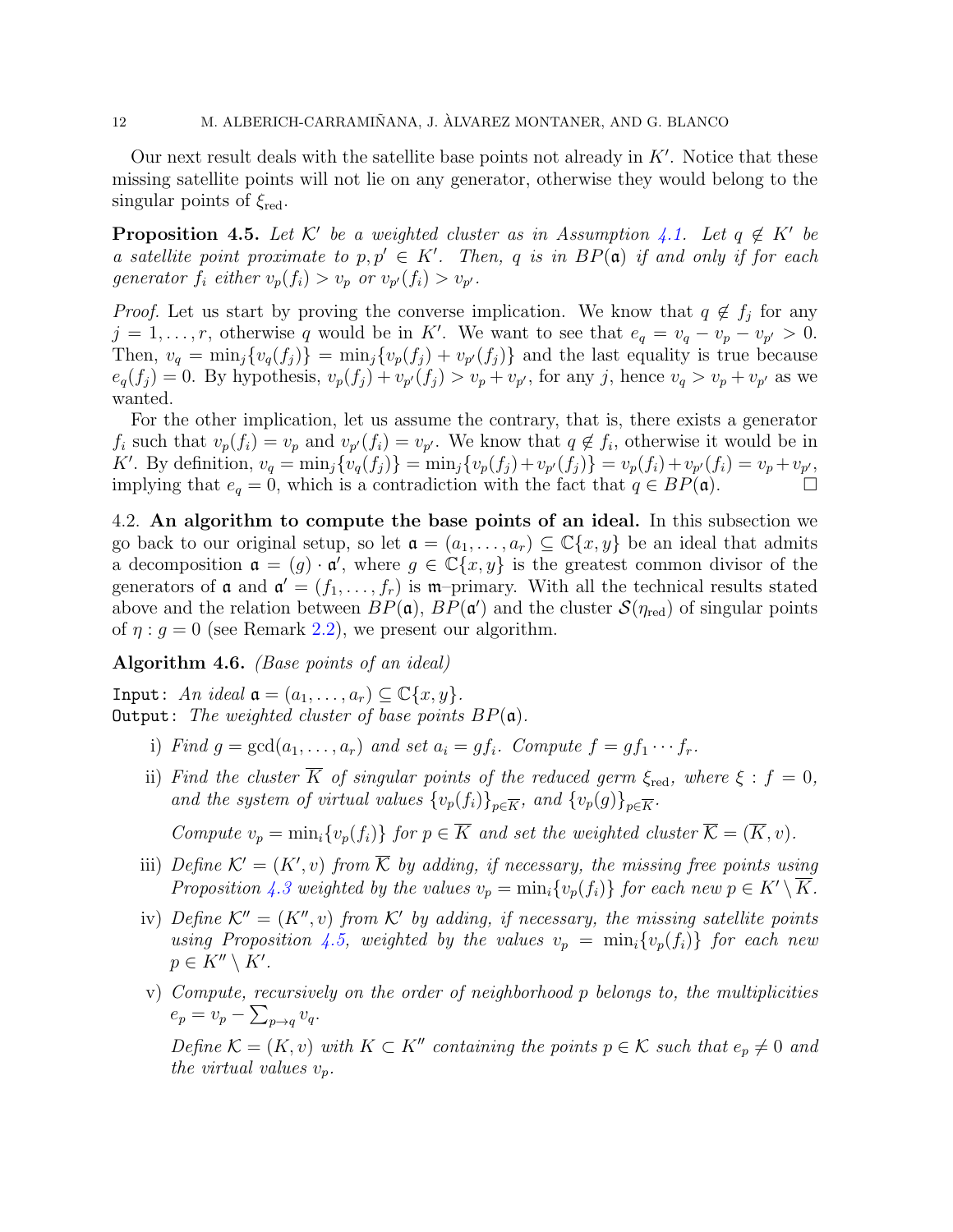Our next result deals with the satellite base points not already in $K'$. Notice that these missing satellite points will not lie on any generator, otherwise they would belong to the singular points of $\xi_{\mathrm{red}}$.

**Proposition 4.5.** *Let $\mathcal{K}'$ be a weighted cluster as in Assumption 4.1. Let $q \notin K'$ be a satellite point proximate to $p, p' \in K'$. Then, $q$ is in $BP(\mathfrak{a})$ if and only if for each generator $f_i$ either $v_p(f_i) > v_p$ or $v_{p'}(f_i) > v_{p'}$.*

*Proof.* Let us start by proving the converse implication. We know that $q \notin f_j$ for any $j = 1, \dots, r$, otherwise $q$ would be in $K'$. We want to see that $e_q = v_q - v_p - v_{p'} > 0$. Then, $v_q = \min_j\{v_q(f_j)\} = \min_j\{v_p(f_j) + v_{p'}(f_j)\}$ and the last equality is true because $e_q(f_j) = 0$. By hypothesis, $v_p(f_j) + v_{p'}(f_j) > v_p + v_{p'}$, for any $j$, hence $v_q > v_p + v_{p'}$ as we wanted.

For the other implication, let us assume the contrary, that is, there exists a generator $f_i$ such that $v_p(f_i) = v_p$ and $v_{p'}(f_i) = v_{p'}$. We know that $q \notin f_i$, otherwise it would be in $K'$. By definition, $v_q = \min_j\{v_q(f_j)\} = \min_j\{v_p(f_j) + v_{p'}(f_j)\} = v_p(f_i) + v_{p'}(f_i) = v_p + v_{p'}$, implying that $e_q = 0$, which is a contradiction with the fact that $q \in BP(\mathfrak{a})$. $\square$

4.2. **An algorithm to compute the base points of an ideal.** In this subsection we go back to our original setup, so let $\mathfrak{a} = (a_1, \dots, a_r) \subseteq \mathbb{C}\{x, y\}$ be an ideal that admits a decomposition $\mathfrak{a} = (g) \cdot \mathfrak{a}'$, where $g \in \mathbb{C}\{x, y\}$ is the greatest common divisor of the generators of $\mathfrak{a}$ and $\mathfrak{a}' = (f_1, \dots, f_r)$ is $\mathfrak{m}$–primary. With all the technical results stated above and the relation between $BP(\mathfrak{a})$, $BP(\mathfrak{a}')$ and the cluster $\mathcal{S}(\eta_{\mathrm{red}})$ of singular points of $\eta : g = 0$ (see Remark 2.2), we present our algorithm.

**Algorithm 4.6.** *(Base points of an ideal)*

`Input:` *An ideal $\mathfrak{a} = (a_1, \dots, a_r) \subseteq \mathbb{C}\{x, y\}$.*
`Output:` *The weighted cluster of base points $BP(\mathfrak{a})$.*

i) *Find $g = \gcd(a_1, \dots, a_r)$ and set $a_i = g f_i$. Compute $f = g f_1 \cdots f_r$.*

ii) *Find the cluster $\overline{K}$ of singular points of the reduced germ $\xi_{\mathrm{red}}$, where $\xi : f = 0$, and the system of virtual values $\{v_p(f_i)\}_{p \in \overline{K}}$, and $\{v_p(g)\}_{p \in \overline{K}}$.*

   *Compute $v_p = \min_i\{v_p(f_i)\}$ for $p \in \overline{K}$ and set the weighted cluster $\overline{\mathcal{K}} = (\overline{K}, v)$.*

iii) *Define $\mathcal{K}' = (K', v)$ from $\overline{\mathcal{K}}$ by adding, if necessary, the missing free points using Proposition 4.3 weighted by the values $v_p = \min_i\{v_p(f_i)\}$ for each new $p \in K' \setminus \overline{K}$.*

iv) *Define $\mathcal{K}'' = (K'', v)$ from $\mathcal{K}'$ by adding, if necessary, the missing satellite points using Proposition 4.5, weighted by the values $v_p = \min_i\{v_p(f_i)\}$ for each new $p \in K'' \setminus K'$.*

v) *Compute, recursively on the order of neighborhood $p$ belongs to, the multiplicities $e_p = v_p - \sum_{p \to q} v_q$.*

   *Define $\mathcal{K} = (K, v)$ with $K \subset K''$ containing the points $p \in \mathcal{K}$ such that $e_p \neq 0$ and the virtual values $v_p$.*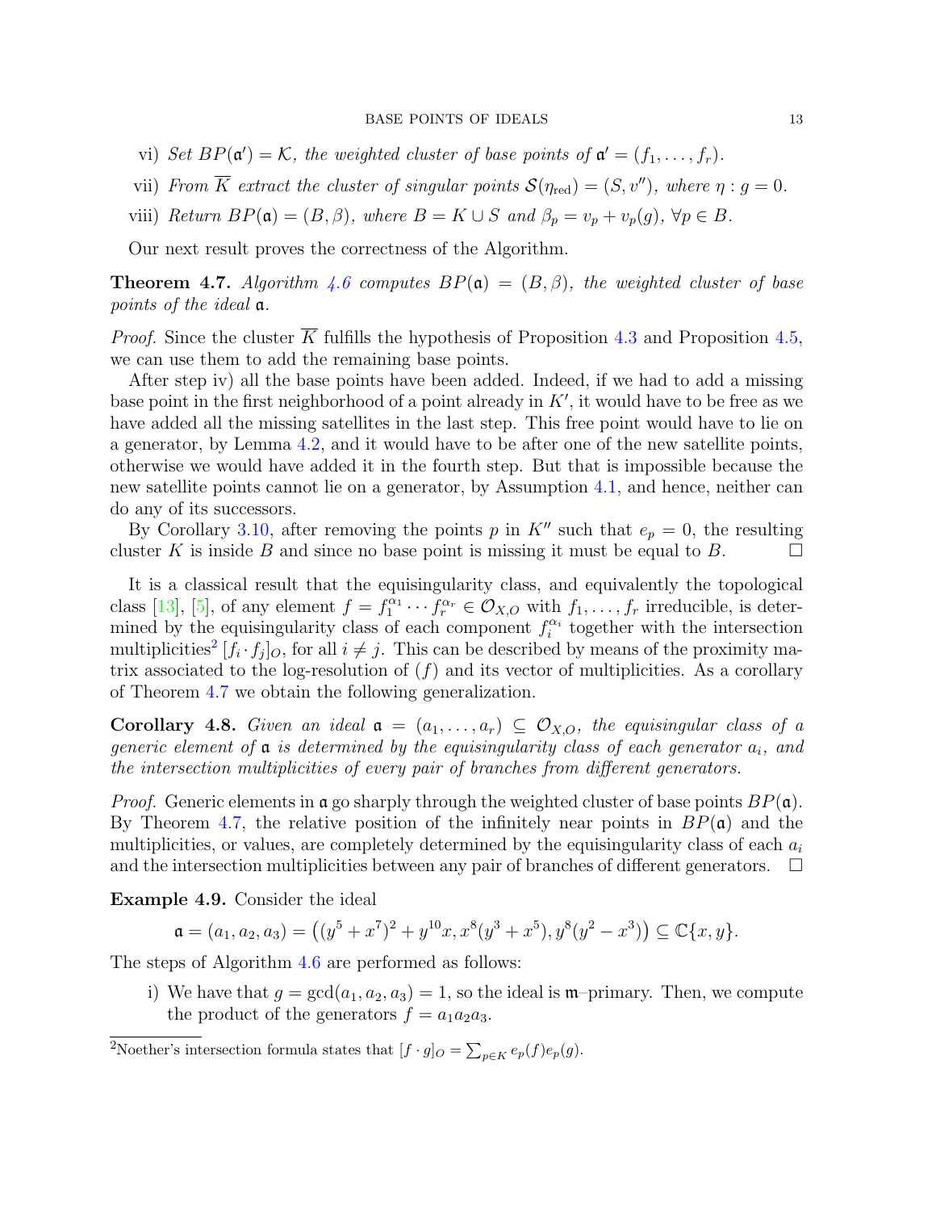vi) *Set $BP(\mathfrak{a}') = \mathcal{K}$, the weighted cluster of base points of $\mathfrak{a}' = (f_1, \ldots, f_r)$.*

vii) *From $\overline{K}$ extract the cluster of singular points $\mathcal{S}(\eta_{\mathrm{red}}) = (S, v'')$, where $\eta : g = 0$.*

viii) *Return $BP(\mathfrak{a}) = (B, \beta)$, where $B = K \cup S$ and $\beta_p = v_p + v_p(g)$, $\forall p \in B$.*

Our next result proves the correctness of the Algorithm.

**Theorem 4.7.** *Algorithm 4.6 computes $BP(\mathfrak{a}) = (B, \beta)$, the weighted cluster of base points of the ideal $\mathfrak{a}$.*

*Proof.* Since the cluster $\overline{K}$ fulfills the hypothesis of Proposition 4.3 and Proposition 4.5, we can use them to add the remaining base points.

After step iv) all the base points have been added. Indeed, if we had to add a missing base point in the first neighborhood of a point already in $K'$, it would have to be free as we have added all the missing satellites in the last step. This free point would have to lie on a generator, by Lemma 4.2, and it would have to be after one of the new satellite points, otherwise we would have added it in the fourth step. But that is impossible because the new satellite points cannot lie on a generator, by Assumption 4.1, and hence, neither can do any of its successors.

By Corollary 3.10, after removing the points $p$ in $K''$ such that $e_p = 0$, the resulting cluster $K$ is inside $B$ and since no base point is missing it must be equal to $B$. □

It is a classical result that the equisingularity class, and equivalently the topological class [13], [5], of any element $f = f_1^{\alpha_1} \cdots f_r^{\alpha_r} \in \mathcal{O}_{X,O}$ with $f_1, \ldots, f_r$ irreducible, is determined by the equisingularity class of each component $f_i^{\alpha_i}$ together with the intersection multiplicities[2] $[f_i \cdot f_j]_O$, for all $i \neq j$. This can be described by means of the proximity matrix associated to the log-resolution of $(f)$ and its vector of multiplicities. As a corollary of Theorem 4.7 we obtain the following generalization.

**Corollary 4.8.** *Given an ideal $\mathfrak{a} = (a_1, \ldots, a_r) \subseteq \mathcal{O}_{X,O}$, the equisingular class of a generic element of $\mathfrak{a}$ is determined by the equisingularity class of each generator $a_i$, and the intersection multiplicities of every pair of branches from different generators.*

*Proof.* Generic elements in $\mathfrak{a}$ go sharply through the weighted cluster of base points $BP(\mathfrak{a})$. By Theorem 4.7, the relative position of the infinitely near points in $BP(\mathfrak{a})$ and the multiplicities, or values, are completely determined by the equisingularity class of each $a_i$ and the intersection multiplicities between any pair of branches of different generators. □

**Example 4.9.** Consider the ideal

$$\mathfrak{a} = (a_1, a_2, a_3) = \left((y^5 + x^7)^2 + y^{10}x, x^8(y^3 + x^5), y^8(y^2 - x^3)\right) \subseteq \mathbb{C}\{x, y\}.$$

The steps of Algorithm 4.6 are performed as follows:

i) We have that $g = \gcd(a_1, a_2, a_3) = 1$, so the ideal is $\mathfrak{m}$–primary. Then, we compute the product of the generators $f = a_1 a_2 a_3$.

[2] Noether's intersection formula states that $[f \cdot g]_O = \sum_{p \in K} e_p(f) e_p(g)$.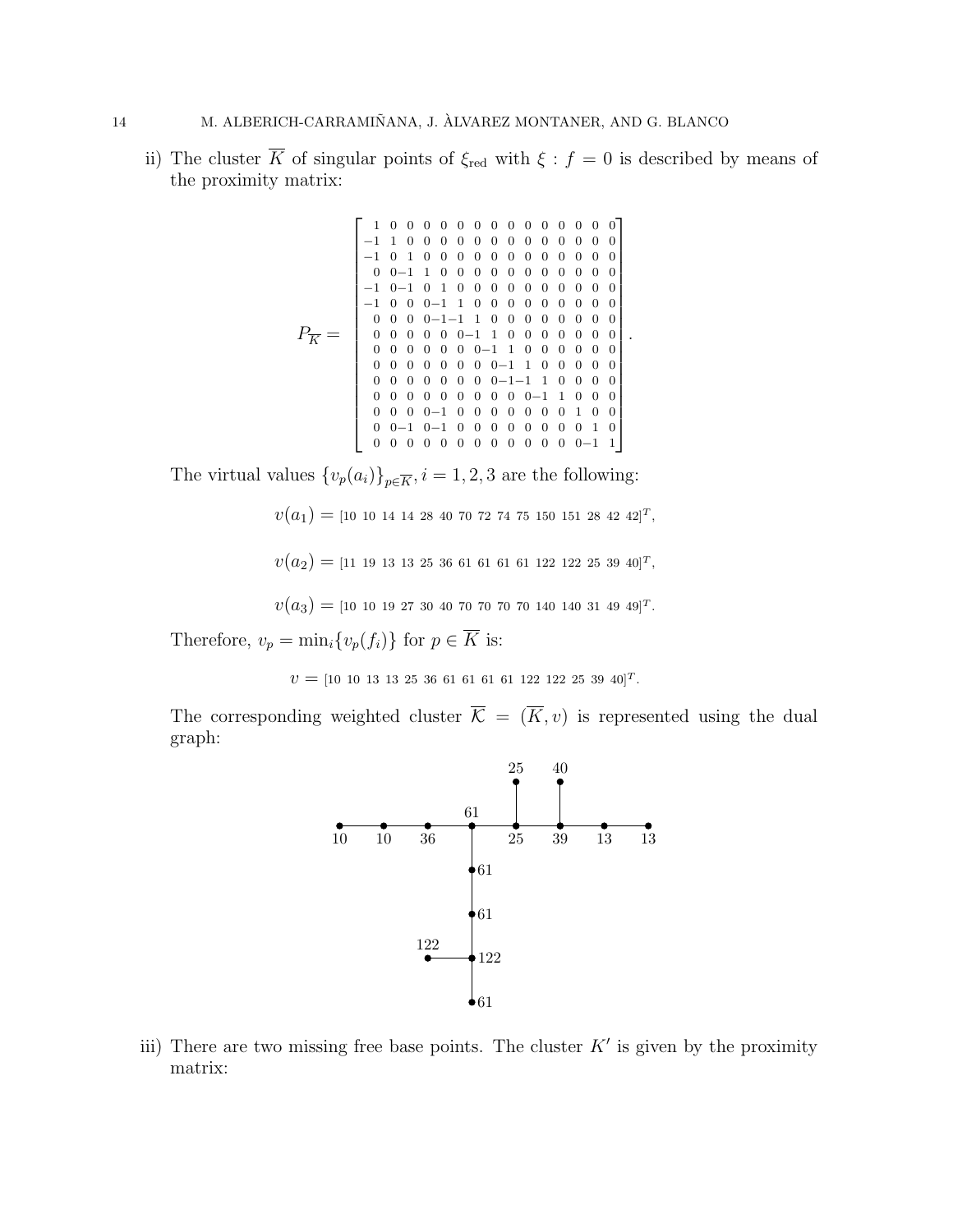ii) The cluster $\overline{K}$ of singular points of $\xi_{\mathrm{red}}$ with $\xi : f = 0$ is described by means of the proximity matrix:

$$
P_{\overline{K}} = \begin{bmatrix}
1 & 0 & 0 & 0 & 0 & 0 & 0 & 0 & 0 & 0 & 0 & 0 & 0 & 0 & 0 \\
-1 & 1 & 0 & 0 & 0 & 0 & 0 & 0 & 0 & 0 & 0 & 0 & 0 & 0 & 0 \\
-1 & 0 & 1 & 0 & 0 & 0 & 0 & 0 & 0 & 0 & 0 & 0 & 0 & 0 & 0 \\
0 & 0 & -1 & 1 & 0 & 0 & 0 & 0 & 0 & 0 & 0 & 0 & 0 & 0 & 0 \\
-1 & 0 & -1 & 0 & 1 & 0 & 0 & 0 & 0 & 0 & 0 & 0 & 0 & 0 & 0 \\
-1 & 0 & 0 & 0 & -1 & 1 & 0 & 0 & 0 & 0 & 0 & 0 & 0 & 0 & 0 \\
0 & 0 & 0 & 0 & -1 & -1 & 1 & 0 & 0 & 0 & 0 & 0 & 0 & 0 & 0 \\
0 & 0 & 0 & 0 & 0 & 0 & -1 & 1 & 0 & 0 & 0 & 0 & 0 & 0 & 0 \\
0 & 0 & 0 & 0 & 0 & 0 & 0 & -1 & 1 & 0 & 0 & 0 & 0 & 0 & 0 \\
0 & 0 & 0 & 0 & 0 & 0 & 0 & 0 & -1 & 1 & 0 & 0 & 0 & 0 & 0 \\
0 & 0 & 0 & 0 & 0 & 0 & 0 & 0 & -1 & -1 & 1 & 0 & 0 & 0 & 0 \\
0 & 0 & 0 & 0 & 0 & 0 & 0 & 0 & 0 & 0 & -1 & 1 & 0 & 0 & 0 \\
0 & 0 & 0 & 0 & -1 & 0 & 0 & 0 & 0 & 0 & 0 & 0 & 1 & 0 & 0 \\
0 & 0 & -1 & 0 & -1 & 0 & 0 & 0 & 0 & 0 & 0 & 0 & 0 & 1 & 0 \\
0 & 0 & 0 & 0 & 0 & 0 & 0 & 0 & 0 & 0 & 0 & 0 & 0 & -1 & 1
\end{bmatrix}.
$$

The virtual values $\{v_p(a_i)\}_{p \in \overline{K}}, i = 1, 2, 3$ are the following:

$$v(a_1) = [10\ 10\ 14\ 14\ 28\ 40\ 70\ 72\ 74\ 75\ 150\ 151\ 28\ 42\ 42]^T,$$

$$v(a_2) = [11\ 19\ 13\ 13\ 25\ 36\ 61\ 61\ 61\ 61\ 122\ 122\ 25\ 39\ 40]^T,$$

$$v(a_3) = [10\ 10\ 19\ 27\ 30\ 40\ 70\ 70\ 70\ 70\ 140\ 140\ 31\ 49\ 49]^T.$$

Therefore, $v_p = \min_i\{v_p(f_i)\}$ for $p \in \overline{K}$ is:

$$v = [10\ 10\ 13\ 13\ 25\ 36\ 61\ 61\ 61\ 61\ 122\ 122\ 25\ 39\ 40]^T.$$

The corresponding weighted cluster $\overline{\mathcal{K}} = (\overline{K}, v)$ is represented using the dual graph:

iii) There are two missing free base points. The cluster $K'$ is given by the proximity matrix: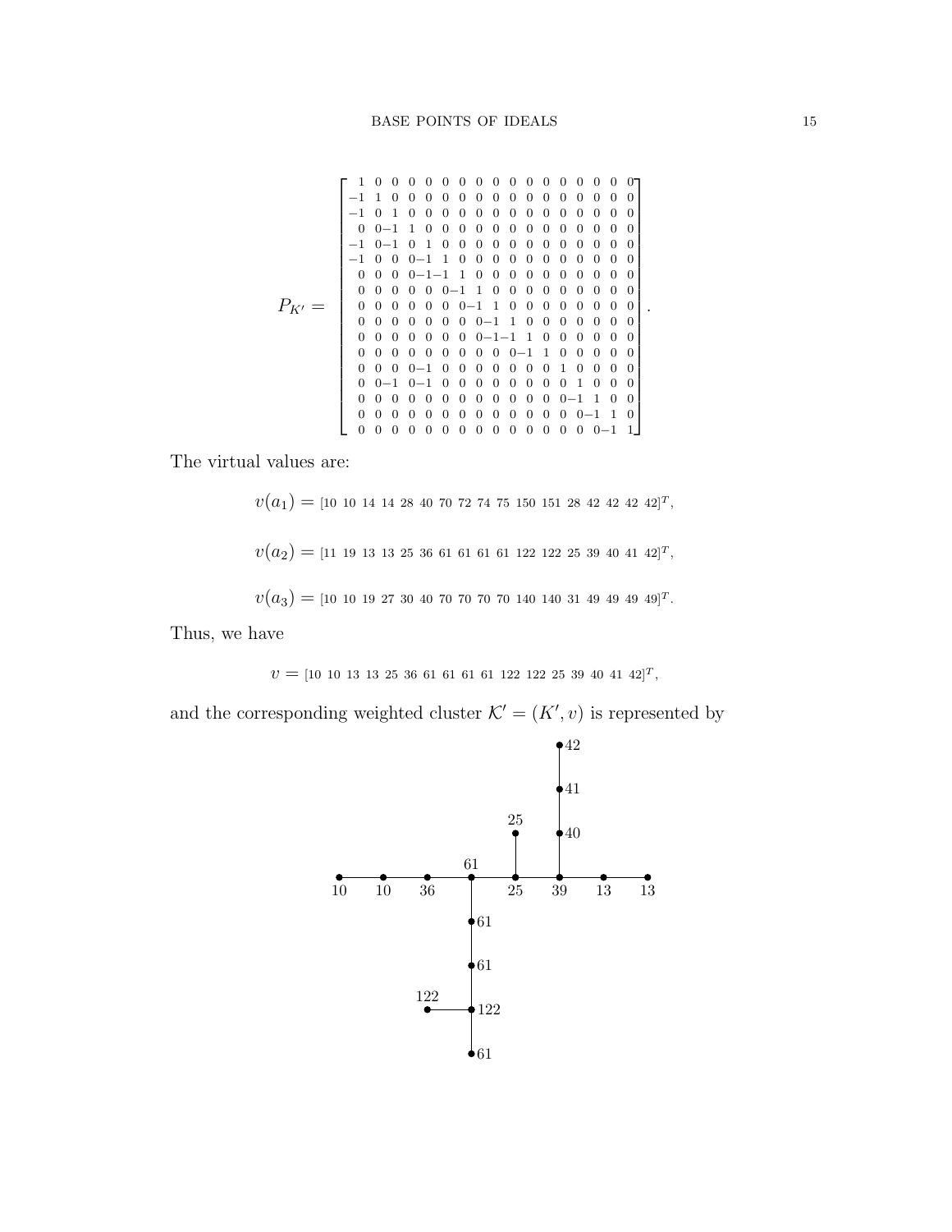$$
P_{K'} = \begin{bmatrix}
1 & 0 & 0 & 0 & 0 & 0 & 0 & 0 & 0 & 0 & 0 & 0 & 0 & 0 & 0 & 0 & 0 \\
-1 & 1 & 0 & 0 & 0 & 0 & 0 & 0 & 0 & 0 & 0 & 0 & 0 & 0 & 0 & 0 & 0 \\
-1 & 0 & 1 & 0 & 0 & 0 & 0 & 0 & 0 & 0 & 0 & 0 & 0 & 0 & 0 & 0 & 0 \\
0 & 0 & -1 & 1 & 0 & 0 & 0 & 0 & 0 & 0 & 0 & 0 & 0 & 0 & 0 & 0 & 0 \\
-1 & 0 & -1 & 0 & 1 & 0 & 0 & 0 & 0 & 0 & 0 & 0 & 0 & 0 & 0 & 0 & 0 \\
-1 & 0 & 0 & 0 & -1 & 1 & 0 & 0 & 0 & 0 & 0 & 0 & 0 & 0 & 0 & 0 & 0 \\
0 & 0 & 0 & 0 & -1 & -1 & 1 & 0 & 0 & 0 & 0 & 0 & 0 & 0 & 0 & 0 & 0 \\
0 & 0 & 0 & 0 & 0 & 0 & -1 & 1 & 0 & 0 & 0 & 0 & 0 & 0 & 0 & 0 & 0 \\
0 & 0 & 0 & 0 & 0 & 0 & 0 & -1 & 1 & 0 & 0 & 0 & 0 & 0 & 0 & 0 & 0 \\
0 & 0 & 0 & 0 & 0 & 0 & 0 & 0 & -1 & 1 & 0 & 0 & 0 & 0 & 0 & 0 & 0 \\
0 & 0 & 0 & 0 & 0 & 0 & 0 & 0 & -1 & -1 & 1 & 0 & 0 & 0 & 0 & 0 & 0 \\
0 & 0 & 0 & 0 & 0 & 0 & 0 & 0 & 0 & 0 & -1 & 1 & 0 & 0 & 0 & 0 & 0 \\
0 & 0 & 0 & 0 & -1 & 0 & 0 & 0 & 0 & 0 & 0 & 0 & 1 & 0 & 0 & 0 & 0 \\
0 & 0 & -1 & 0 & -1 & 0 & 0 & 0 & 0 & 0 & 0 & 0 & 0 & 1 & 0 & 0 & 0 \\
0 & 0 & 0 & 0 & 0 & 0 & 0 & 0 & 0 & 0 & 0 & 0 & 0 & -1 & 1 & 0 & 0 \\
0 & 0 & 0 & 0 & 0 & 0 & 0 & 0 & 0 & 0 & 0 & 0 & 0 & 0 & -1 & 1 & 0 \\
0 & 0 & 0 & 0 & 0 & 0 & 0 & 0 & 0 & 0 & 0 & 0 & 0 & 0 & 0 & -1 & 1
\end{bmatrix}.
$$

The virtual values are:

$$v(a_1) = [10\ 10\ 14\ 14\ 28\ 40\ 70\ 72\ 74\ 75\ 150\ 151\ 28\ 42\ 42\ 42\ 42]^T,$$

$$v(a_2) = [11\ 19\ 13\ 13\ 25\ 36\ 61\ 61\ 61\ 61\ 122\ 122\ 25\ 39\ 40\ 41\ 42]^T,$$

$$v(a_3) = [10\ 10\ 19\ 27\ 30\ 40\ 70\ 70\ 70\ 70\ 140\ 140\ 31\ 49\ 49\ 49\ 49]^T.$$

Thus, we have

$$v = [10\ 10\ 13\ 13\ 25\ 36\ 61\ 61\ 61\ 61\ 122\ 122\ 25\ 39\ 40\ 41\ 42]^T,$$

and the corresponding weighted cluster $\mathcal{K}' = (K', v)$ is represented by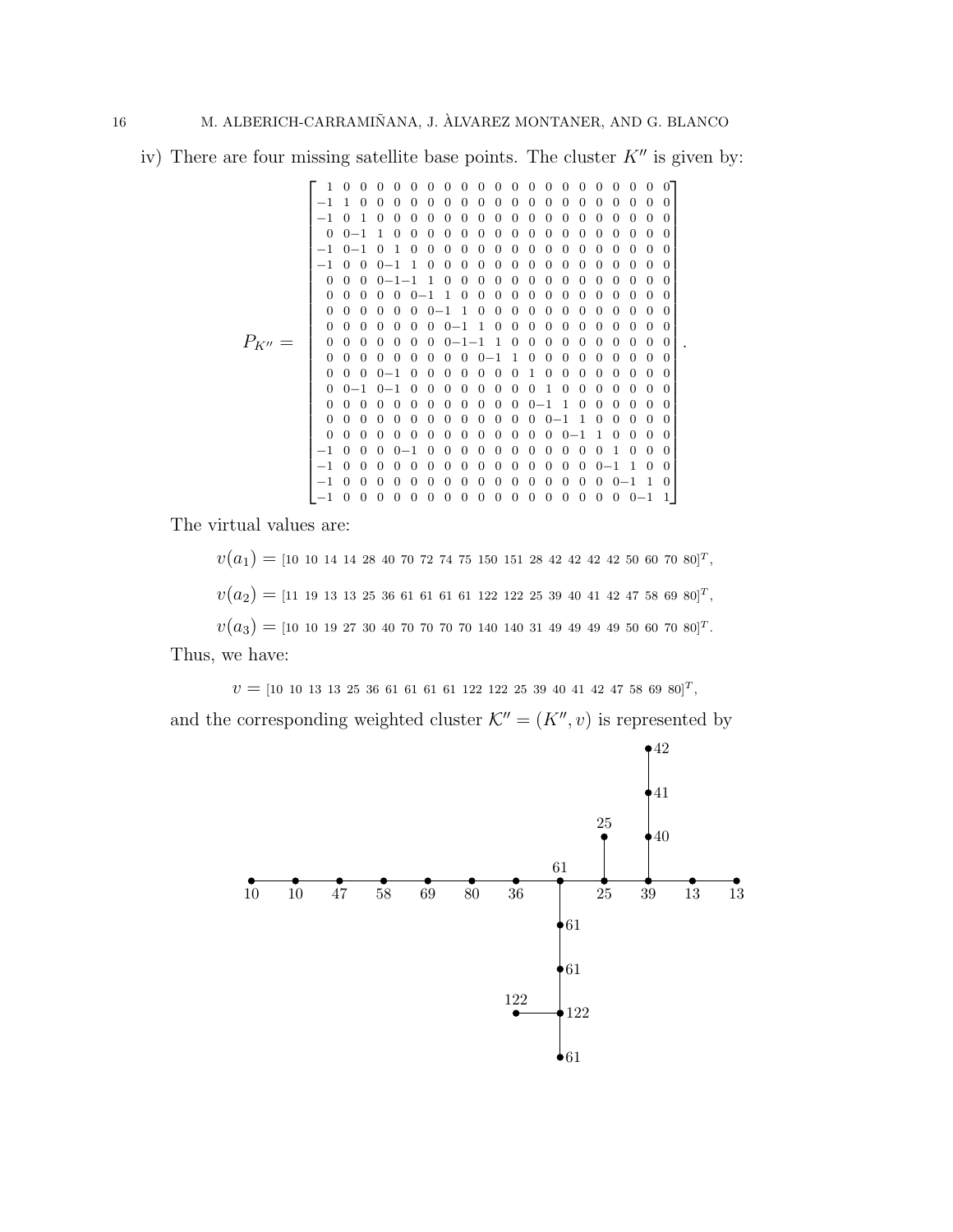iv) There are four missing satellite base points. The cluster $K''$ is given by:

$$
P_{K''} = \begin{bmatrix}
1 & 0 & 0 & 0 & 0 & 0 & 0 & 0 & 0 & 0 & 0 & 0 & 0 & 0 & 0 & 0 & 0 & 0 & 0 & 0 & 0 \\
-1 & 1 & 0 & 0 & 0 & 0 & 0 & 0 & 0 & 0 & 0 & 0 & 0 & 0 & 0 & 0 & 0 & 0 & 0 & 0 & 0 \\
-1 & 0 & 1 & 0 & 0 & 0 & 0 & 0 & 0 & 0 & 0 & 0 & 0 & 0 & 0 & 0 & 0 & 0 & 0 & 0 & 0 \\
0 & 0 & -1 & 1 & 0 & 0 & 0 & 0 & 0 & 0 & 0 & 0 & 0 & 0 & 0 & 0 & 0 & 0 & 0 & 0 & 0 \\
-1 & 0 & -1 & 0 & 1 & 0 & 0 & 0 & 0 & 0 & 0 & 0 & 0 & 0 & 0 & 0 & 0 & 0 & 0 & 0 & 0 \\
-1 & 0 & 0 & 0 & -1 & 1 & 0 & 0 & 0 & 0 & 0 & 0 & 0 & 0 & 0 & 0 & 0 & 0 & 0 & 0 & 0 \\
0 & 0 & 0 & 0 & -1 & -1 & 1 & 0 & 0 & 0 & 0 & 0 & 0 & 0 & 0 & 0 & 0 & 0 & 0 & 0 & 0 \\
0 & 0 & 0 & 0 & 0 & 0 & -1 & 1 & 0 & 0 & 0 & 0 & 0 & 0 & 0 & 0 & 0 & 0 & 0 & 0 & 0 \\
0 & 0 & 0 & 0 & 0 & 0 & 0 & -1 & 1 & 0 & 0 & 0 & 0 & 0 & 0 & 0 & 0 & 0 & 0 & 0 & 0 \\
0 & 0 & 0 & 0 & 0 & 0 & 0 & 0 & -1 & 1 & 0 & 0 & 0 & 0 & 0 & 0 & 0 & 0 & 0 & 0 & 0 \\
0 & 0 & 0 & 0 & 0 & 0 & 0 & 0 & -1 & -1 & 1 & 0 & 0 & 0 & 0 & 0 & 0 & 0 & 0 & 0 & 0 \\
0 & 0 & 0 & 0 & 0 & 0 & 0 & 0 & 0 & 0 & -1 & 1 & 0 & 0 & 0 & 0 & 0 & 0 & 0 & 0 & 0 \\
0 & 0 & 0 & 0 & -1 & 0 & 0 & 0 & 0 & 0 & 0 & 0 & 1 & 0 & 0 & 0 & 0 & 0 & 0 & 0 & 0 \\
0 & 0 & -1 & 0 & -1 & 0 & 0 & 0 & 0 & 0 & 0 & 0 & 0 & 1 & 0 & 0 & 0 & 0 & 0 & 0 & 0 \\
0 & 0 & 0 & 0 & 0 & 0 & 0 & 0 & 0 & 0 & 0 & 0 & 0 & -1 & 1 & 0 & 0 & 0 & 0 & 0 & 0 \\
0 & 0 & 0 & 0 & 0 & 0 & 0 & 0 & 0 & 0 & 0 & 0 & 0 & 0 & -1 & 1 & 0 & 0 & 0 & 0 & 0 \\
0 & 0 & 0 & 0 & 0 & 0 & 0 & 0 & 0 & 0 & 0 & 0 & 0 & 0 & 0 & -1 & 1 & 0 & 0 & 0 & 0 \\
-1 & 0 & 0 & 0 & 0 & -1 & 0 & 0 & 0 & 0 & 0 & 0 & 0 & 0 & 0 & 0 & 0 & 1 & 0 & 0 & 0 \\
-1 & 0 & 0 & 0 & 0 & 0 & 0 & 0 & 0 & 0 & 0 & 0 & 0 & 0 & 0 & 0 & 0 & -1 & 1 & 0 & 0 \\
-1 & 0 & 0 & 0 & 0 & 0 & 0 & 0 & 0 & 0 & 0 & 0 & 0 & 0 & 0 & 0 & 0 & 0 & -1 & 1 & 0 \\
-1 & 0 & 0 & 0 & 0 & 0 & 0 & 0 & 0 & 0 & 0 & 0 & 0 & 0 & 0 & 0 & 0 & 0 & 0 & -1 & 1
\end{bmatrix}.
$$

The virtual values are:

$$v(a_1) = [10\ 10\ 14\ 14\ 28\ 40\ 70\ 72\ 74\ 75\ 150\ 151\ 28\ 42\ 42\ 42\ 42\ 50\ 60\ 70\ 80]^T,$$

$$v(a_2) = [11\ 19\ 13\ 13\ 25\ 36\ 61\ 61\ 61\ 61\ 122\ 122\ 25\ 39\ 40\ 41\ 42\ 47\ 58\ 69\ 80]^T,$$

$$v(a_3) = [10\ 10\ 19\ 27\ 30\ 40\ 70\ 70\ 70\ 70\ 140\ 140\ 31\ 49\ 49\ 49\ 49\ 50\ 60\ 70\ 80]^T.$$

Thus, we have:

$$v = [10\ 10\ 13\ 13\ 25\ 36\ 61\ 61\ 61\ 61\ 122\ 122\ 25\ 39\ 40\ 41\ 42\ 47\ 58\ 69\ 80]^T,$$

and the corresponding weighted cluster $\mathcal{K}'' = (K'', v)$ is represented by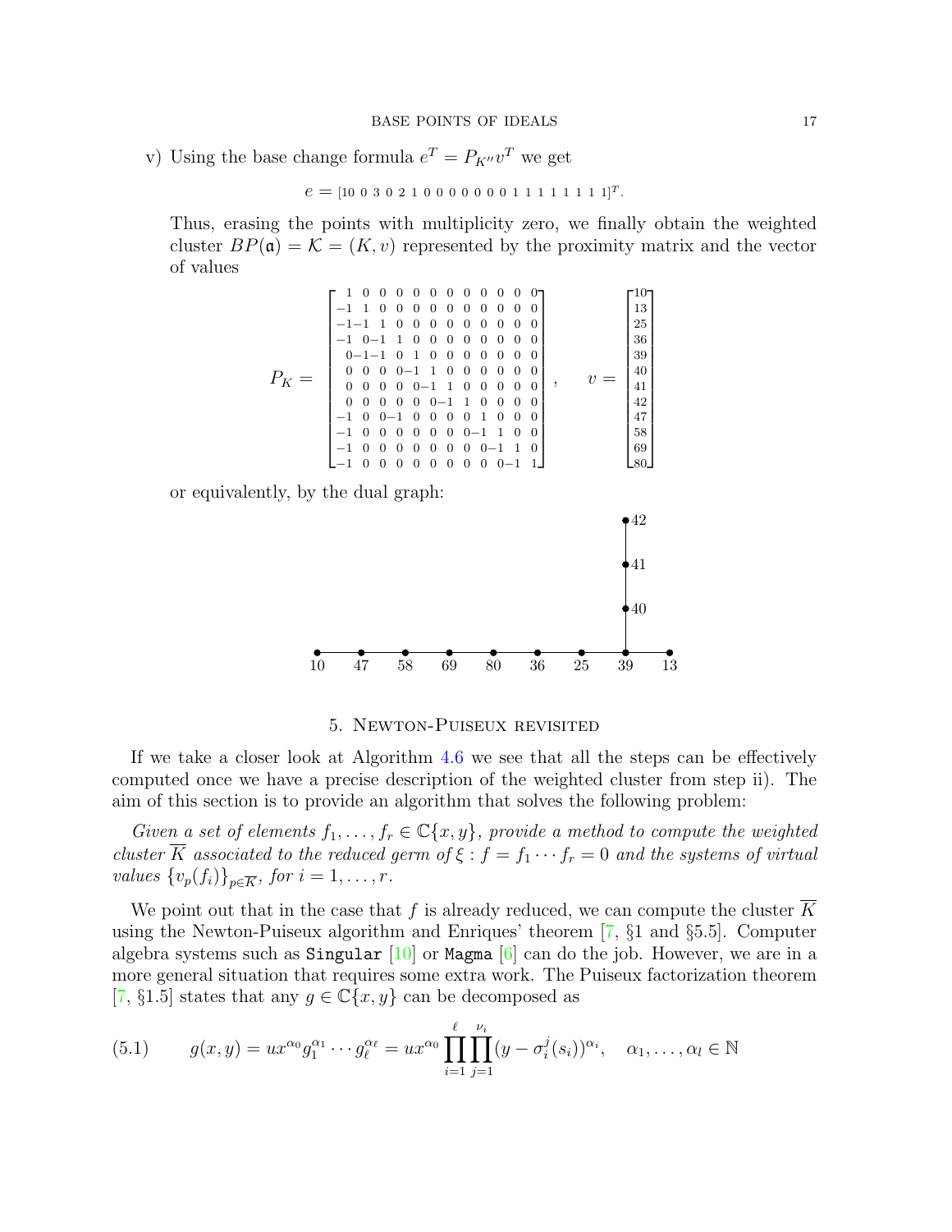v) Using the base change formula $e^T = P_{K''}v^T$ we get

$$e = [10\ 0\ 3\ 0\ 2\ 1\ 0\ 0\ 0\ 0\ 0\ 0\ 0\ 0\ 1\ 1\ 1\ 1\ 1\ 1\ 1\ 1]^T.$$

Thus, erasing the points with multiplicity zero, we finally obtain the weighted cluster $BP(\mathfrak{a}) = \mathcal{K} = (K, v)$ represented by the proximity matrix and the vector of values

$$P_K = \begin{bmatrix} 1 & 0 & 0 & 0 & 0 & 0 & 0 & 0 & 0 & 0 & 0 & 0 \\ -1 & 1 & 0 & 0 & 0 & 0 & 0 & 0 & 0 & 0 & 0 & 0 \\ -1 & -1 & 1 & 0 & 0 & 0 & 0 & 0 & 0 & 0 & 0 & 0 \\ -1 & 0 & -1 & 1 & 0 & 0 & 0 & 0 & 0 & 0 & 0 & 0 \\ 0 & -1 & -1 & 0 & 1 & 0 & 0 & 0 & 0 & 0 & 0 & 0 \\ 0 & 0 & 0 & 0 & -1 & 1 & 0 & 0 & 0 & 0 & 0 & 0 \\ 0 & 0 & 0 & 0 & 0 & -1 & 1 & 0 & 0 & 0 & 0 & 0 \\ 0 & 0 & 0 & 0 & 0 & 0 & -1 & 1 & 0 & 0 & 0 & 0 \\ -1 & 0 & 0 & -1 & 0 & 0 & 0 & 0 & 1 & 0 & 0 & 0 \\ -1 & 0 & 0 & 0 & 0 & 0 & 0 & 0 & -1 & 1 & 0 & 0 \\ -1 & 0 & 0 & 0 & 0 & 0 & 0 & 0 & 0 & -1 & 1 & 0 \\ -1 & 0 & 0 & 0 & 0 & 0 & 0 & 0 & 0 & 0 & -1 & 1 \end{bmatrix}, \qquad v = \begin{bmatrix} 10 \\ 13 \\ 25 \\ 36 \\ 39 \\ 40 \\ 41 \\ 42 \\ 47 \\ 58 \\ 69 \\ 80 \end{bmatrix}$$

or equivalently, by the dual graph:

```
                                        •42
                                        |
                                        •41
                                        |
                                        •40
                                        |
•----•----•----•----•----•----•----•----•
10   47   58   69   80   36   25   39   13
```

## 5. Newton-Puiseux revisited

If we take a closer look at Algorithm 4.6 we see that all the steps can be effectively computed once we have a precise description of the weighted cluster from step ii). The aim of this section is to provide an algorithm that solves the following problem:

*Given a set of elements $f_1, \dots, f_r \in \mathbb{C}\{x, y\}$, provide a method to compute the weighted cluster $\overline{K}$ associated to the reduced germ of $\xi : f = f_1 \cdots f_r = 0$ and the systems of virtual values $\{v_p(f_i)\}_{p \in \overline{K}}$, for $i = 1, \dots, r$.*

We point out that in the case that $f$ is already reduced, we can compute the cluster $\overline{K}$ using the Newton-Puiseux algorithm and Enriques' theorem [7, §1 and §5.5]. Computer algebra systems such as `Singular` [10] or `Magma` [6] can do the job. However, we are in a more general situation that requires some extra work. The Puiseux factorization theorem [7, §1.5] states that any $g \in \mathbb{C}\{x, y\}$ can be decomposed as

$$(5.1) \qquad g(x, y) = u x^{\alpha_0} g_1^{\alpha_1} \cdots g_\ell^{\alpha_\ell} = u x^{\alpha_0} \prod_{i=1}^{\ell} \prod_{j=1}^{\nu_i} (y - \sigma_i^j(s_i))^{\alpha_i}, \quad \alpha_1, \dots, \alpha_l \in \mathbb{N}$$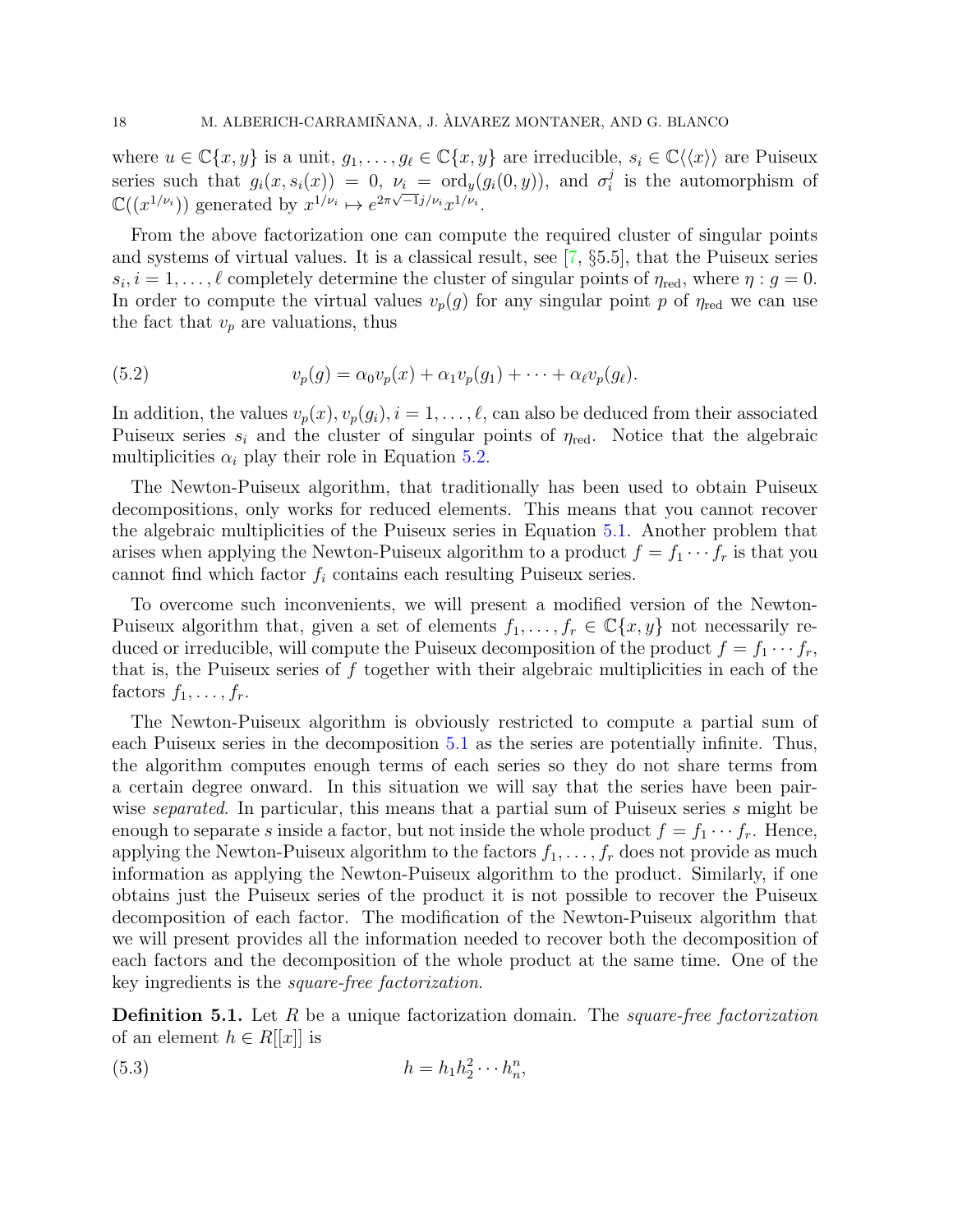where $u \in \mathbb{C}\{x,y\}$ is a unit, $g_1, \ldots, g_\ell \in \mathbb{C}\{x,y\}$ are irreducible, $s_i \in \mathbb{C}\langle\langle x \rangle\rangle$ are Puiseux series such that $g_i(x, s_i(x)) = 0$, $\nu_i = \operatorname{ord}_y(g_i(0,y))$, and $\sigma_i^j$ is the automorphism of $\mathbb{C}((x^{1/\nu_i}))$ generated by $x^{1/\nu_i} \mapsto e^{2\pi\sqrt{-1}j/\nu_i} x^{1/\nu_i}$.

From the above factorization one can compute the required cluster of singular points and systems of virtual values. It is a classical result, see [7, §5.5], that the Puiseux series $s_i, i = 1, \ldots, \ell$ completely determine the cluster of singular points of $\eta_{\mathrm{red}}$, where $\eta : g = 0$. In order to compute the virtual values $v_p(g)$ for any singular point $p$ of $\eta_{\mathrm{red}}$ we can use the fact that $v_p$ are valuations, thus

$$v_p(g) = \alpha_0 v_p(x) + \alpha_1 v_p(g_1) + \cdots + \alpha_\ell v_p(g_\ell). \tag{5.2}$$

In addition, the values $v_p(x), v_p(g_i), i = 1, \ldots, \ell$, can also be deduced from their associated Puiseux series $s_i$ and the cluster of singular points of $\eta_{\mathrm{red}}$. Notice that the algebraic multiplicities $\alpha_i$ play their role in Equation 5.2.

The Newton-Puiseux algorithm, that traditionally has been used to obtain Puiseux decompositions, only works for reduced elements. This means that you cannot recover the algebraic multiplicities of the Puiseux series in Equation 5.1. Another problem that arises when applying the Newton-Puiseux algorithm to a product $f = f_1 \cdots f_r$ is that you cannot find which factor $f_i$ contains each resulting Puiseux series.

To overcome such inconvenients, we will present a modified version of the Newton-Puiseux algorithm that, given a set of elements $f_1, \ldots, f_r \in \mathbb{C}\{x,y\}$ not necessarily reduced or irreducible, will compute the Puiseux decomposition of the product $f = f_1 \cdots f_r$, that is, the Puiseux series of $f$ together with their algebraic multiplicities in each of the factors $f_1, \ldots, f_r$.

The Newton-Puiseux algorithm is obviously restricted to compute a partial sum of each Puiseux series in the decomposition 5.1 as the series are potentially infinite. Thus, the algorithm computes enough terms of each series so they do not share terms from a certain degree onward. In this situation we will say that the series have been pairwise *separated*. In particular, this means that a partial sum of Puiseux series $s$ might be enough to separate $s$ inside a factor, but not inside the whole product $f = f_1 \cdots f_r$. Hence, applying the Newton-Puiseux algorithm to the factors $f_1, \ldots, f_r$ does not provide as much information as applying the Newton-Puiseux algorithm to the product. Similarly, if one obtains just the Puiseux series of the product it is not possible to recover the Puiseux decomposition of each factor. The modification of the Newton-Puiseux algorithm that we will present provides all the information needed to recover both the decomposition of each factors and the decomposition of the whole product at the same time. One of the key ingredients is the *square-free factorization*.

**Definition 5.1.** Let $R$ be a unique factorization domain. The *square-free factorization* of an element $h \in R[[x]]$ is

$$h = h_1 h_2^2 \cdots h_n^n, \tag{5.3}$$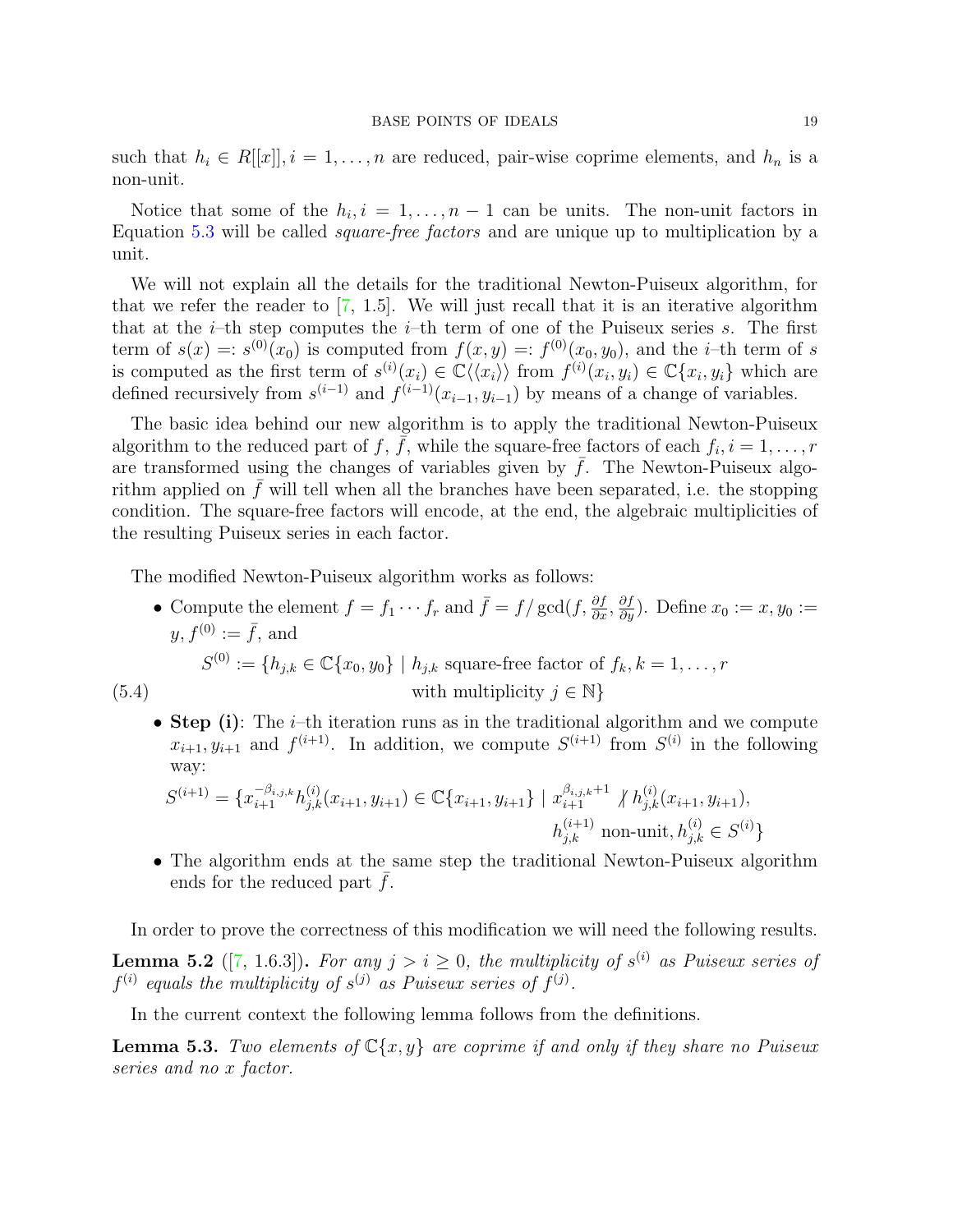such that $h_i \in R[[x]], i = 1, \ldots, n$ are reduced, pair-wise coprime elements, and $h_n$ is a non-unit.

Notice that some of the $h_i, i = 1, \ldots, n-1$ can be units. The non-unit factors in Equation 5.3 will be called *square-free factors* and are unique up to multiplication by a unit.

We will not explain all the details for the traditional Newton-Puiseux algorithm, for that we refer the reader to [7, 1.5]. We will just recall that it is an iterative algorithm that at the $i$–th step computes the $i$–th term of one of the Puiseux series $s$. The first term of $s(x) =: s^{(0)}(x_0)$ is computed from $f(x, y) =: f^{(0)}(x_0, y_0)$, and the $i$–th term of $s$ is computed as the first term of $s^{(i)}(x_i) \in \mathbb{C}\langle\langle x_i \rangle\rangle$ from $f^{(i)}(x_i, y_i) \in \mathbb{C}\{x_i, y_i\}$ which are defined recursively from $s^{(i-1)}$ and $f^{(i-1)}(x_{i-1}, y_{i-1})$ by means of a change of variables.

The basic idea behind our new algorithm is to apply the traditional Newton-Puiseux algorithm to the reduced part of $f$, $\bar{f}$, while the square-free factors of each $f_i, i = 1, \ldots, r$ are transformed using the changes of variables given by $\bar{f}$. The Newton-Puiseux algorithm applied on $\bar{f}$ will tell when all the branches have been separated, i.e. the stopping condition. The square-free factors will encode, at the end, the algebraic multiplicities of the resulting Puiseux series in each factor.

The modified Newton-Puiseux algorithm works as follows:

- Compute the element $f = f_1 \cdots f_r$ and $\bar{f} = f / \gcd(f, \frac{\partial f}{\partial x}, \frac{\partial f}{\partial y})$. Define $x_0 := x, y_0 := y, f^{(0)} := \bar{f}$, and

$$S^{(0)} := \{h_{j,k} \in \mathbb{C}\{x_0, y_0\} \mid h_{j,k} \text{ square-free factor of } f_k, k = 1, \ldots, r \text{ with multiplicity } j \in \mathbb{N}\} \tag{5.4}$$

- **Step (i)**: The $i$–th iteration runs as in the traditional algorithm and we compute $x_{i+1}, y_{i+1}$ and $f^{(i+1)}$. In addition, we compute $S^{(i+1)}$ from $S^{(i)}$ in the following way:

$$S^{(i+1)} = \{x_{i+1}^{-\beta_{i,j,k}} h_{j,k}^{(i)}(x_{i+1}, y_{i+1}) \in \mathbb{C}\{x_{i+1}, y_{i+1}\} \mid x_{i+1}^{\beta_{i,j,k}+1} \nmid h_{j,k}^{(i)}(x_{i+1}, y_{i+1}), \; h_{j,k}^{(i+1)} \text{ non-unit}, h_{j,k}^{(i)} \in S^{(i)}\}$$

- The algorithm ends at the same step the traditional Newton-Puiseux algorithm ends for the reduced part $\bar{f}$.

In order to prove the correctness of this modification we will need the following results.

**Lemma 5.2** ([7, 1.6.3])**.** *For any $j > i \geq 0$, the multiplicity of $s^{(i)}$ as Puiseux series of $f^{(i)}$ equals the multiplicity of $s^{(j)}$ as Puiseux series of $f^{(j)}$.*

In the current context the following lemma follows from the definitions.

**Lemma 5.3.** *Two elements of $\mathbb{C}\{x, y\}$ are coprime if and only if they share no Puiseux series and no $x$ factor.*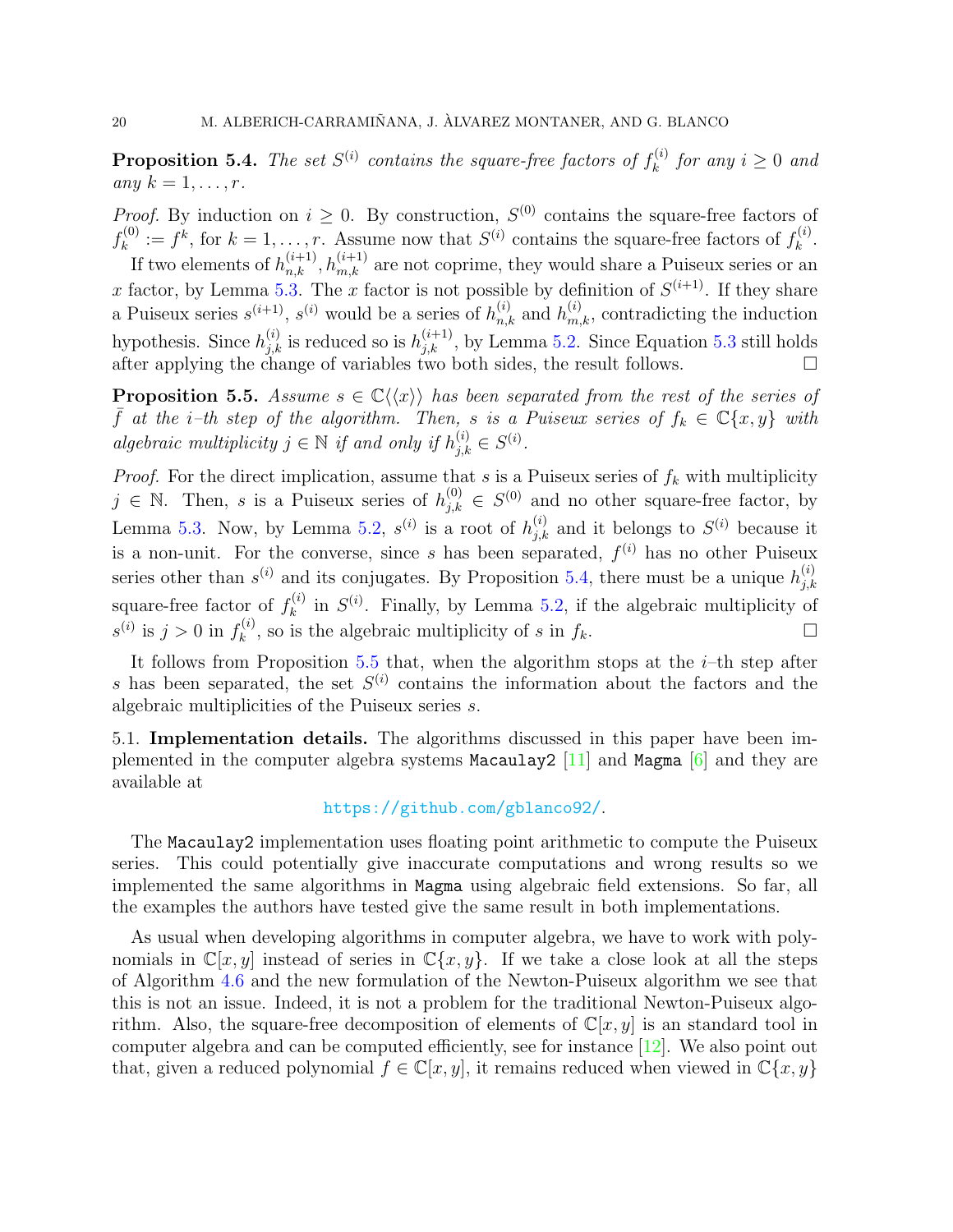**Proposition 5.4.** *The set $S^{(i)}$ contains the square-free factors of $f_k^{(i)}$ for any $i \geq 0$ and any $k = 1, \ldots, r$.*

*Proof.* By induction on $i \geq 0$. By construction, $S^{(0)}$ contains the square-free factors of $f_k^{(0)} := f^k$, for $k = 1, \ldots, r$. Assume now that $S^{(i)}$ contains the square-free factors of $f_k^{(i)}$.

If two elements of $h_{n,k}^{(i+1)}, h_{m,k}^{(i+1)}$ are not coprime, they would share a Puiseux series or an $x$ factor, by Lemma 5.3. The $x$ factor is not possible by definition of $S^{(i+1)}$. If they share a Puiseux series $s^{(i+1)}$, $s^{(i)}$ would be a series of $h_{n,k}^{(i)}$ and $h_{m,k}^{(i)}$, contradicting the induction hypothesis. Since $h_{j,k}^{(i)}$ is reduced so is $h_{j,k}^{(i+1)}$, by Lemma 5.2. Since Equation 5.3 still holds after applying the change of variables two both sides, the result follows. □

**Proposition 5.5.** *Assume $s \in \mathbb{C}\langle\langle x \rangle\rangle$ has been separated from the rest of the series of $\bar{f}$ at the $i$–th step of the algorithm. Then, $s$ is a Puiseux series of $f_k \in \mathbb{C}\{x, y\}$ with algebraic multiplicity $j \in \mathbb{N}$ if and only if $h_{j,k}^{(i)} \in S^{(i)}$.*

*Proof.* For the direct implication, assume that $s$ is a Puiseux series of $f_k$ with multiplicity $j \in \mathbb{N}$. Then, $s$ is a Puiseux series of $h_{j,k}^{(0)} \in S^{(0)}$ and no other square-free factor, by Lemma 5.3. Now, by Lemma 5.2, $s^{(i)}$ is a root of $h_{j,k}^{(i)}$ and it belongs to $S^{(i)}$ because it is a non-unit. For the converse, since $s$ has been separated, $f^{(i)}$ has no other Puiseux series other than $s^{(i)}$ and its conjugates. By Proposition 5.4, there must be a unique $h_{j,k}^{(i)}$ square-free factor of $f_k^{(i)}$ in $S^{(i)}$. Finally, by Lemma 5.2, if the algebraic multiplicity of $s^{(i)}$ is $j > 0$ in $f_k^{(i)}$, so is the algebraic multiplicity of $s$ in $f_k$. □

It follows from Proposition 5.5 that, when the algorithm stops at the $i$–th step after $s$ has been separated, the set $S^{(i)}$ contains the information about the factors and the algebraic multiplicities of the Puiseux series $s$.

5.1. **Implementation details.** The algorithms discussed in this paper have been implemented in the computer algebra systems `Macaulay2` [11] and `Magma` [6] and they are available at

https://github.com/gblanco92/.

The `Macaulay2` implementation uses floating point arithmetic to compute the Puiseux series. This could potentially give inaccurate computations and wrong results so we implemented the same algorithms in `Magma` using algebraic field extensions. So far, all the examples the authors have tested give the same result in both implementations.

As usual when developing algorithms in computer algebra, we have to work with polynomials in $\mathbb{C}[x, y]$ instead of series in $\mathbb{C}\{x, y\}$. If we take a close look at all the steps of Algorithm 4.6 and the new formulation of the Newton-Puiseux algorithm we see that this is not an issue. Indeed, it is not a problem for the traditional Newton-Puiseux algorithm. Also, the square-free decomposition of elements of $\mathbb{C}[x, y]$ is an standard tool in computer algebra and can be computed efficiently, see for instance [12]. We also point out that, given a reduced polynomial $f \in \mathbb{C}[x, y]$, it remains reduced when viewed in $\mathbb{C}\{x, y\}$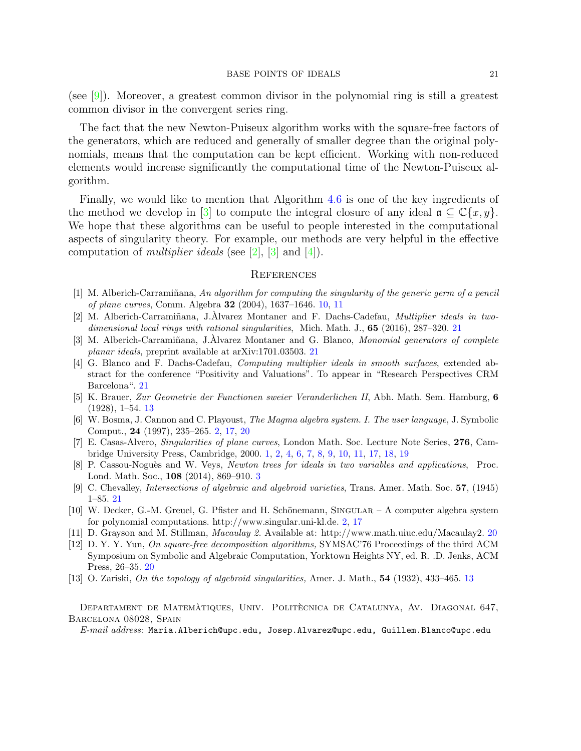(see [9]). Moreover, a greatest common divisor in the polynomial ring is still a greatest common divisor in the convergent series ring.

The fact that the new Newton-Puiseux algorithm works with the square-free factors of the generators, which are reduced and generally of smaller degree than the original polynomials, means that the computation can be kept efficient. Working with non-reduced elements would increase significantly the computational time of the Newton-Puiseux algorithm.

Finally, we would like to mention that Algorithm 4.6 is one of the key ingredients of the method we develop in [3] to compute the integral closure of any ideal $\mathfrak{a} \subseteq \mathbb{C}\{x, y\}$. We hope that these algorithms can be useful to people interested in the computational aspects of singularity theory. For example, our methods are very helpful in the effective computation of *multiplier ideals* (see [2], [3] and [4]).

## References

[1] M. Alberich-Carramiñana, *An algorithm for computing the singularity of the generic germ of a pencil of plane curves*, Comm. Algebra **32** (2004), 1637–1646. 10, 11

[2] M. Alberich-Carramiñana, J.Àlvarez Montaner and F. Dachs-Cadefau, *Multiplier ideals in two-dimensional local rings with rational singularities*, Mich. Math. J., **65** (2016), 287–320. 21

[3] M. Alberich-Carramiñana, J.Àlvarez Montaner and G. Blanco, *Monomial generators of complete planar ideals*, preprint available at arXiv:1701.03503. 21

[4] G. Blanco and F. Dachs-Cadefau, *Computing multiplier ideals in smooth surfaces*, extended abstract for the conference "Positivity and Valuations". To appear in "Research Perspectives CRM Barcelona". 21

[5] K. Brauer, *Zur Geometrie der Functionen sweier Veranderlichen II*, Abh. Math. Sem. Hamburg, **6** (1928), 1–54. 13

[6] W. Bosma, J. Cannon and C. Playoust, *The Magma algebra system. I. The user language*, J. Symbolic Comput., **24** (1997), 235–265. 2, 17, 20

[7] E. Casas-Alvero, *Singularities of plane curves*, London Math. Soc. Lecture Note Series, **276**, Cambridge University Press, Cambridge, 2000. 1, 2, 4, 6, 7, 8, 9, 10, 11, 17, 18, 19

[8] P. Cassou-Noguès and W. Veys, *Newton trees for ideals in two variables and applications*, Proc. Lond. Math. Soc., **108** (2014), 869–910. 3

[9] C. Chevalley, *Intersections of algebraic and algebroid varieties*, Trans. Amer. Math. Soc. **57**, (1945) 1–85. 21

[10] W. Decker, G.-M. Greuel, G. Pfister and H. Schönemann, SINGULAR – A computer algebra system for polynomial computations. http://www.singular.uni-kl.de. 2, 17

[11] D. Grayson and M. Stillman, *Macaulay 2*. Available at: http://www.math.uiuc.edu/Macaulay2. 20

[12] D. Y. Y. Yun, *On square-free decomposition algorithms,* SYMSAC'76 Proceedings of the third ACM Symposium on Symbolic and Algebraic Computation, Yorktown Heights NY, ed. R. .D. Jenks, ACM Press, 26–35. 20

[13] O. Zariski, *On the topology of algebroid singularities,* Amer. J. Math., **54** (1932), 433–465. 13

DEPARTAMENT DE MATEMÀTIQUES, UNIV. POLITÈCNICA DE CATALUNYA, AV. DIAGONAL 647, BARCELONA 08028, SPAIN

*E-mail address*: Maria.Alberich@upc.edu, Josep.Alvarez@upc.edu, Guillem.Blanco@upc.edu